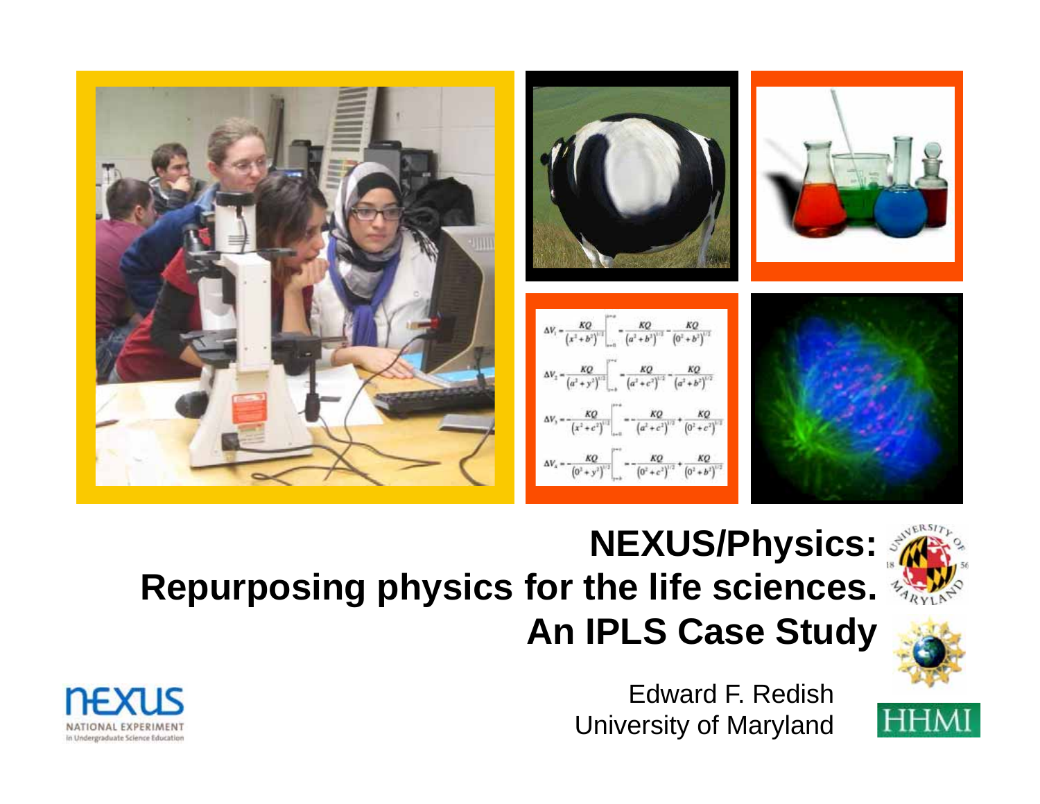# NEXUS/Physics: Repurposing physics for the life sciences. An IPLS Case Study

Edward F. Redish
University of Maryland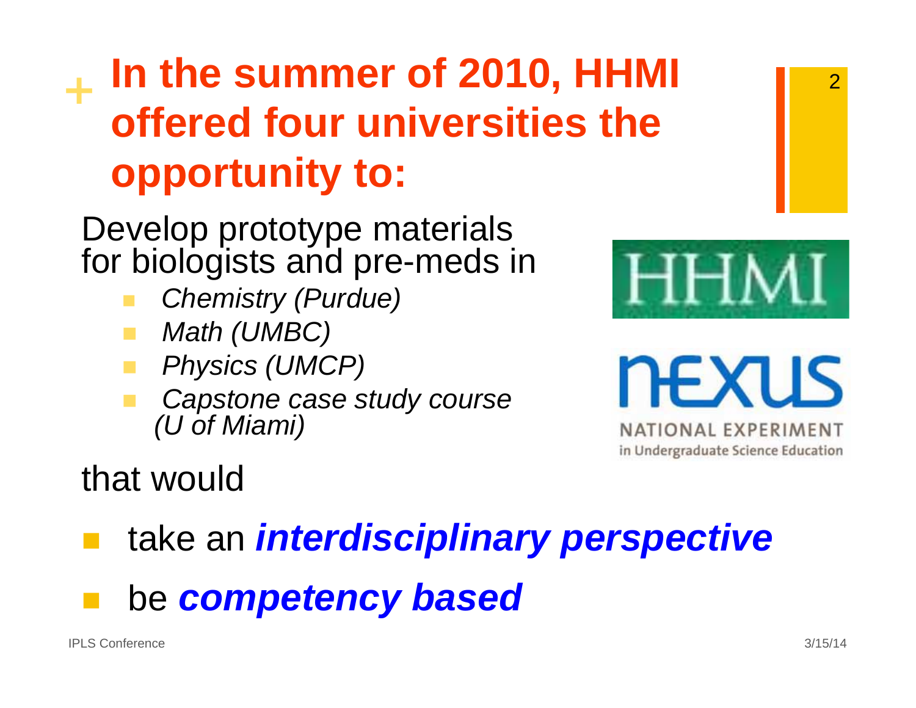# In the summer of 2010, HHMI offered four universities the opportunity to:

Develop prototype materials for biologists and pre-meds in

- *Chemistry (Purdue)*
- *Math (UMBC)*
- *Physics (UMCP)*
- *Capstone case study course (U of Miami)*

HHMI

NEXUS
NATIONAL EXPERIMENT
in Undergraduate Science Education

that would

- take an ***interdisciplinary perspective***
- be ***competency based***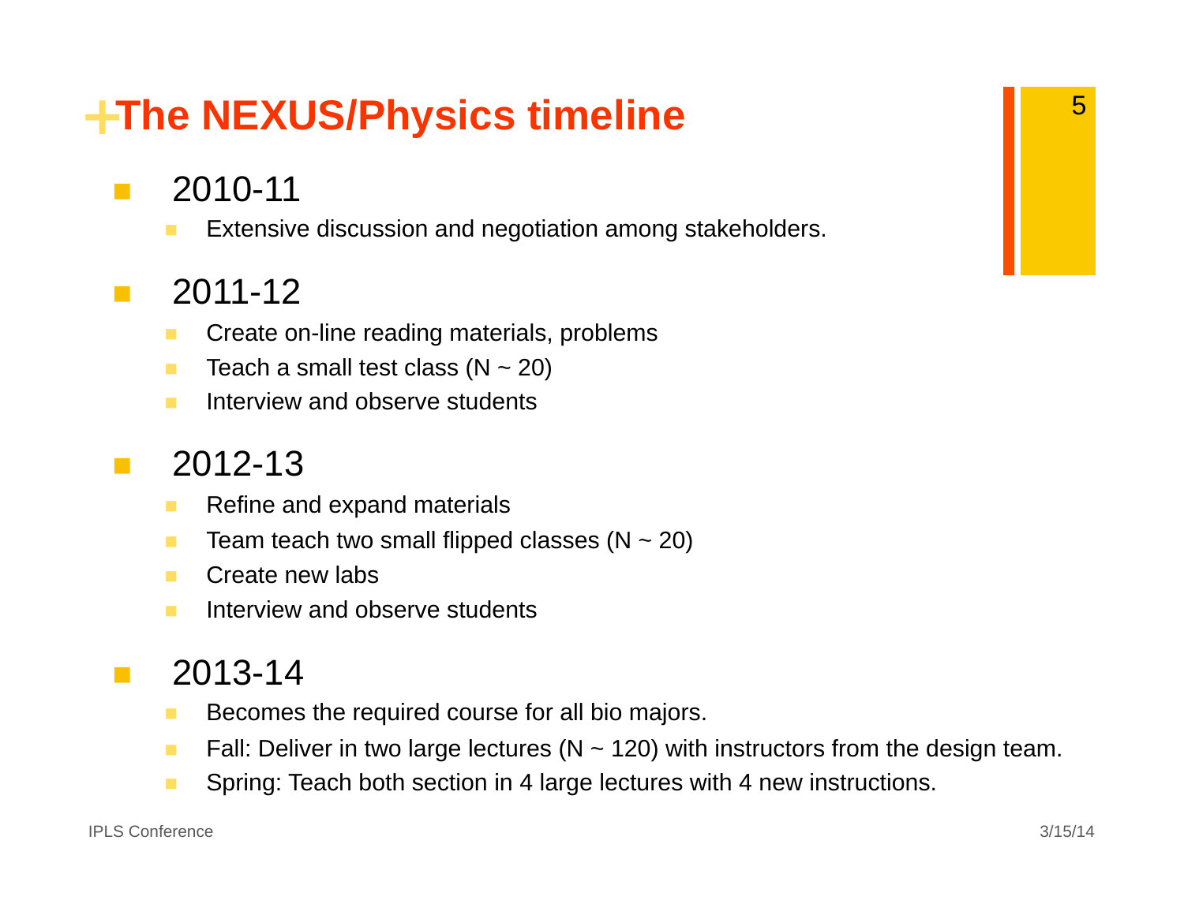# The NEXUS/Physics timeline

- 2010-11
  - Extensive discussion and negotiation among stakeholders.
- 2011-12
  - Create on-line reading materials, problems
  - Teach a small test class (N ~ 20)
  - Interview and observe students
- 2012-13
  - Refine and expand materials
  - Team teach two small flipped classes (N ~ 20)
  - Create new labs
  - Interview and observe students
- 2013-14
  - Becomes the required course for all bio majors.
  - Fall: Deliver in two large lectures (N ~ 120) with instructors from the design team.
  - Spring: Teach both section in 4 large lectures with 4 new instructions.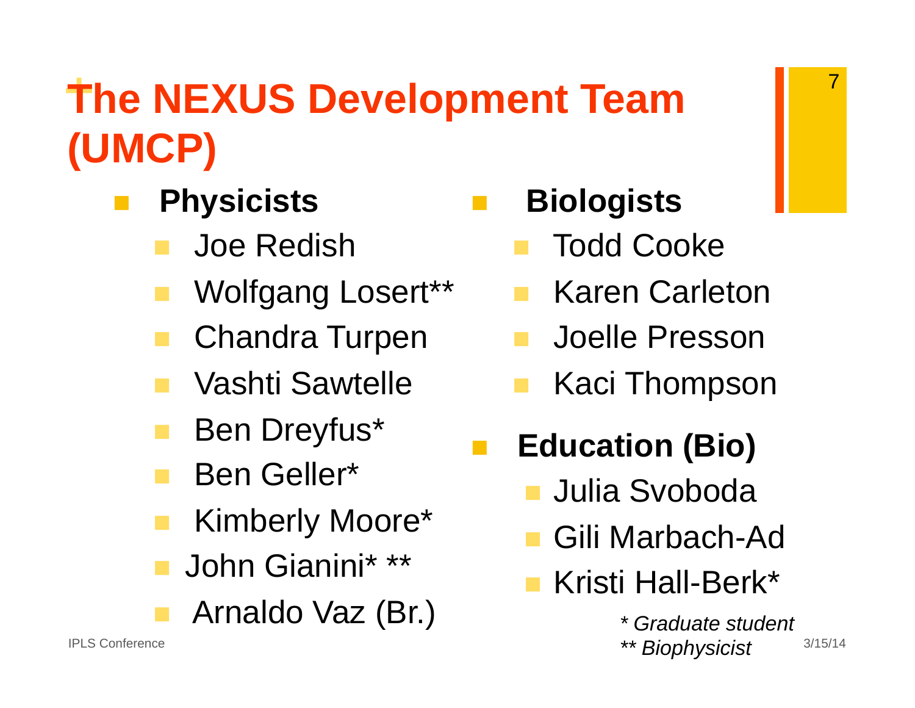# The NEXUS Development Team (UMCP)

- **Physicists**
  - Joe Redish
  - Wolfgang Losert**
  - Chandra Turpen
  - Vashti Sawtelle
  - Ben Dreyfus*
  - Ben Geller*
  - Kimberly Moore*
  - John Gianini* **
  - Arnaldo Vaz (Br.)

- **Biologists**
  - Todd Cooke
  - Karen Carleton
  - Joelle Presson
  - Kaci Thompson

- **Education (Bio)**
  - Julia Svoboda
  - Gili Marbach-Ad
  - Kristi Hall-Berk*

*\* Graduate student*

*\*\* Biophysicist*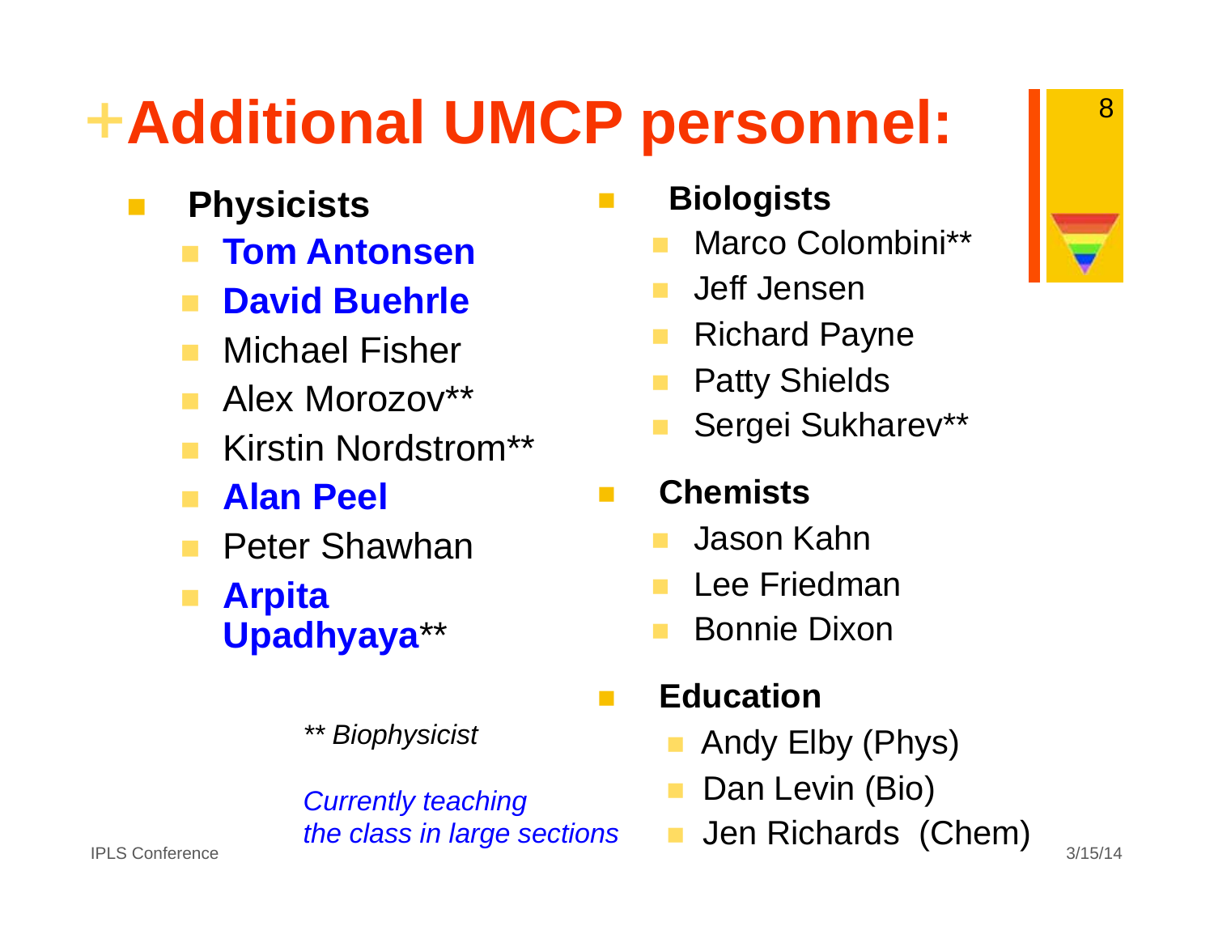# +Additional UMCP personnel:

- **Physicists**
  - **Tom Antonsen**
  - **David Buehrle**
  - Michael Fisher
  - Alex Morozov**
  - Kirstin Nordstrom**
  - **Alan Peel**
  - Peter Shawhan
  - **Arpita Upadhyaya****

*** Biophysicist*

*Currently teaching the class in large sections*

- **Biologists**
  - Marco Colombini**
  - Jeff Jensen
  - Richard Payne
  - Patty Shields
  - Sergei Sukharev**
- **Chemists**
  - Jason Kahn
  - Lee Friedman
  - Bonnie Dixon
- **Education**
  - Andy Elby (Phys)
  - Dan Levin (Bio)
  - Jen Richards (Chem)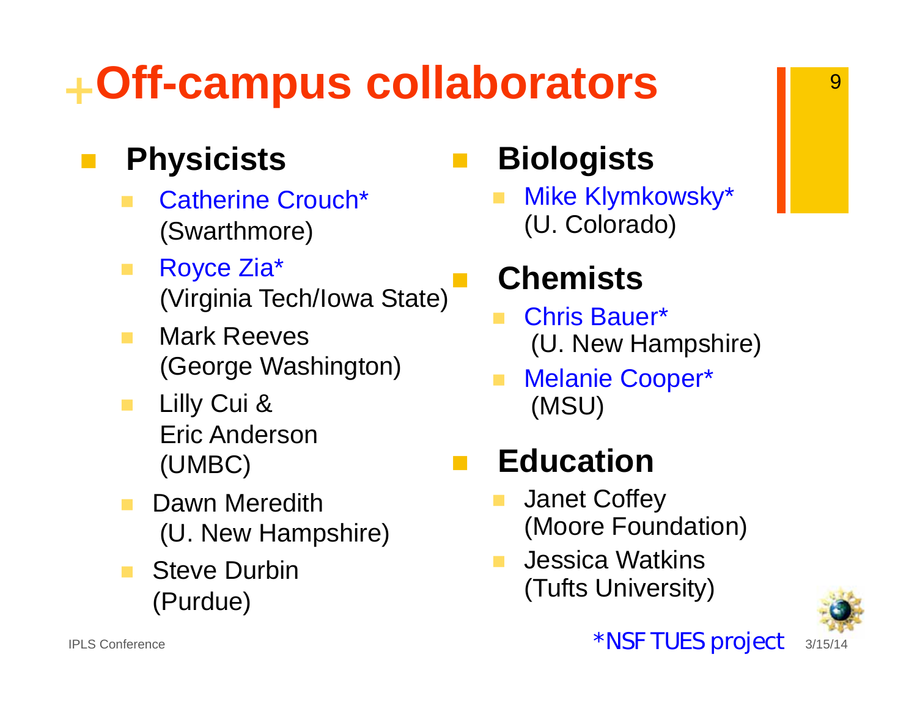# Off-campus collaborators

- **Physicists**
  - Catherine Crouch* (Swarthmore)
  - Royce Zia* (Virginia Tech/Iowa State)
  - Mark Reeves (George Washington)
  - Lilly Cui & Eric Anderson (UMBC)
  - Dawn Meredith (U. New Hampshire)
  - Steve Durbin (Purdue)
- **Biologists**
  - Mike Klymkowsky* (U. Colorado)
- **Chemists**
  - Chris Bauer* (U. New Hampshire)
  - Melanie Cooper* (MSU)
- **Education**
  - Janet Coffey (Moore Foundation)
  - Jessica Watkins (Tufts University)

*NSF TUES project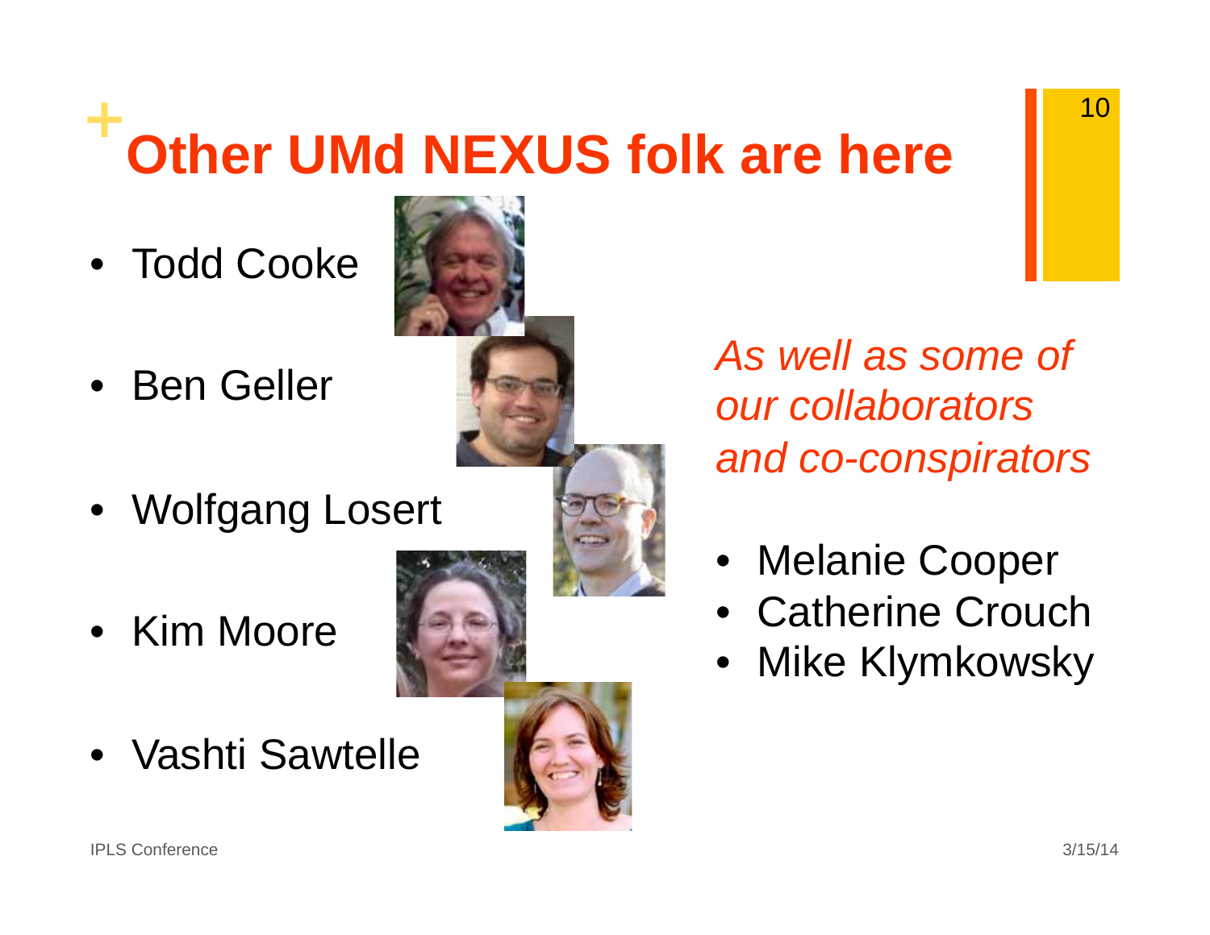# Other UMd NEXUS folk are here

- Todd Cooke
- Ben Geller
- Wolfgang Losert
- Kim Moore
- Vashti Sawtelle

*As well as some of our collaborators and co-conspirators*

- Melanie Cooper
- Catherine Crouch
- Mike Klymkowsky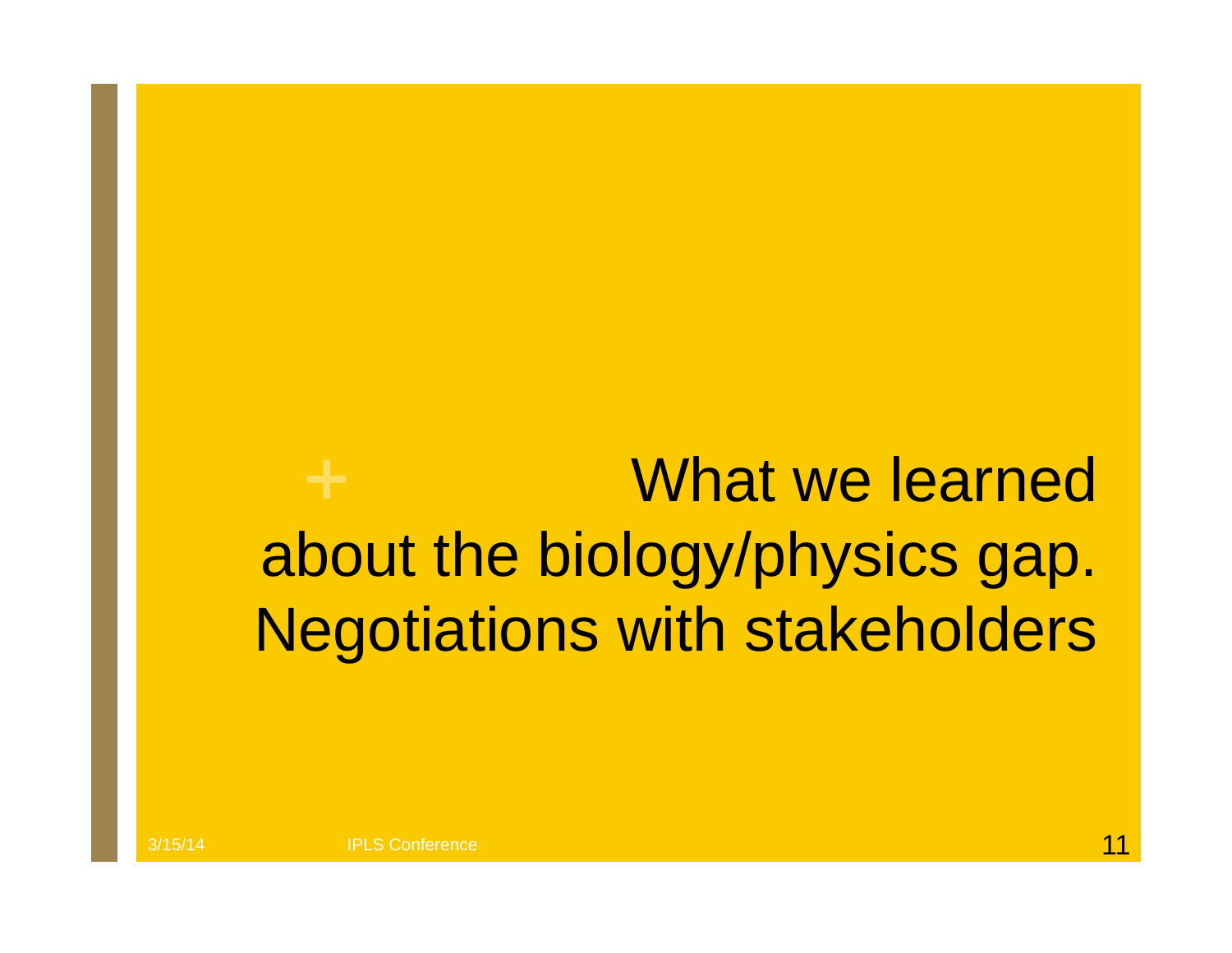# What we learned about the biology/physics gap. Negotiations with stakeholders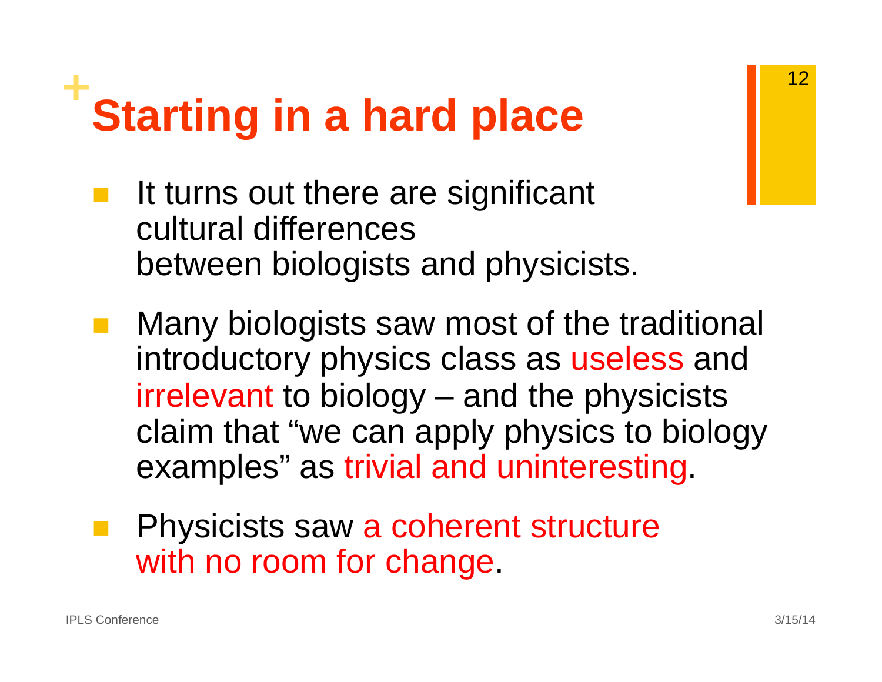# Starting in a hard place

- It turns out there are significant cultural differences between biologists and physicists.
- Many biologists saw most of the traditional introductory physics class as useless and irrelevant to biology – and the physicists claim that "we can apply physics to biology examples" as trivial and uninteresting.
- Physicists saw a coherent structure with no room for change.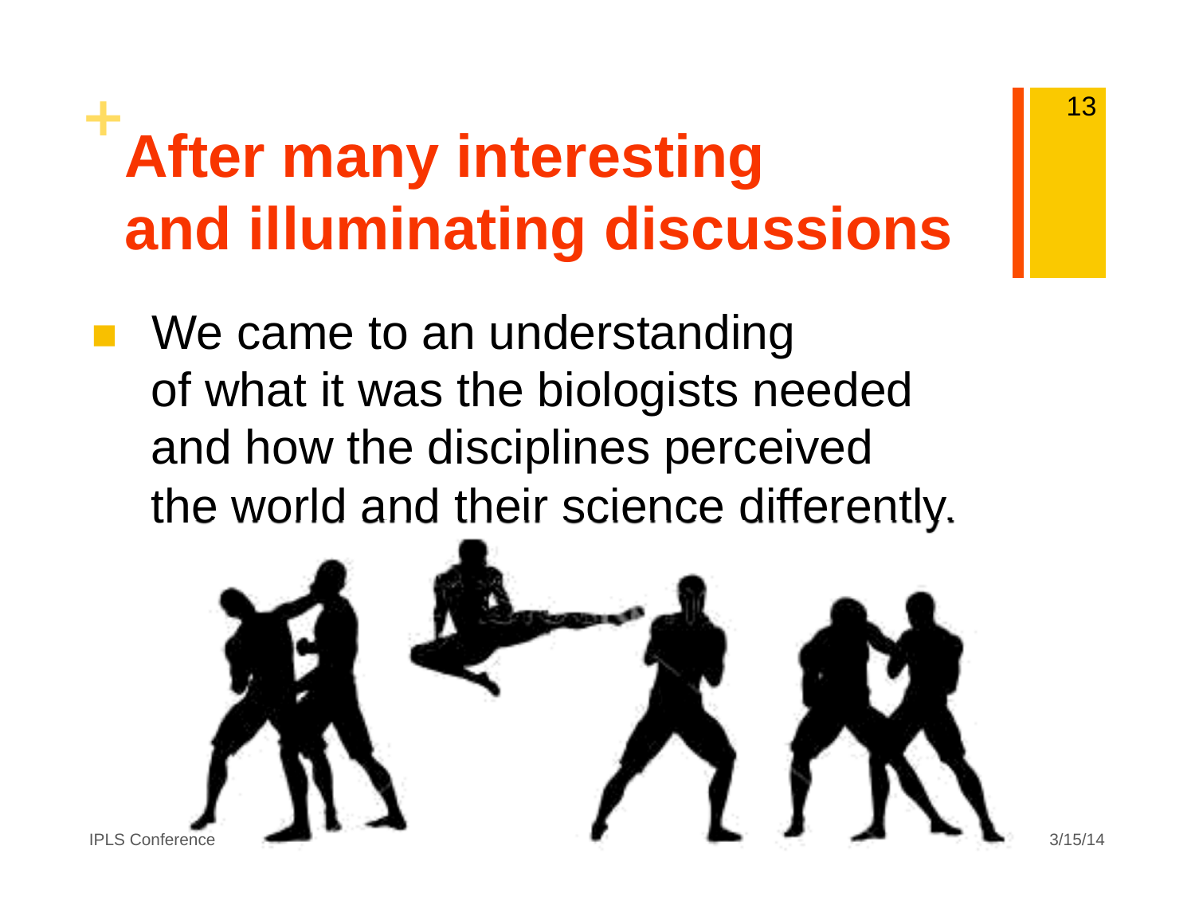# After many interesting and illuminating discussions

- We came to an understanding of what it was the biologists needed and how the disciplines perceived the world and their science differently.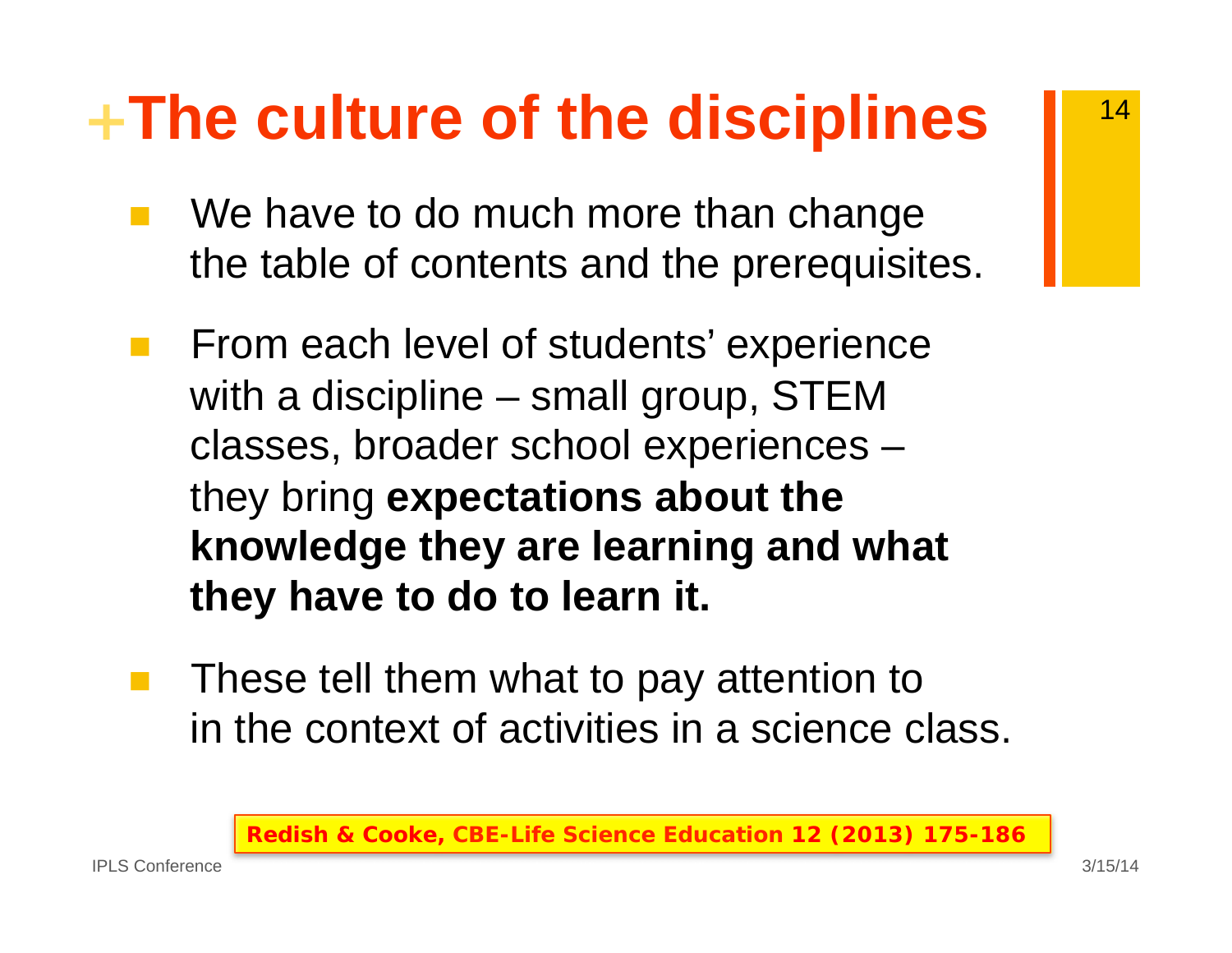# The culture of the disciplines

- We have to do much more than change the table of contents and the prerequisites.
- From each level of students' experience with a discipline – small group, STEM classes, broader school experiences – they bring **expectations about the knowledge they are learning and what they have to do to learn it.**
- These tell them what to pay attention to in the context of activities in a science class.

**Redish & Cooke, CBE-Life Science Education 12 (2013) 175-186**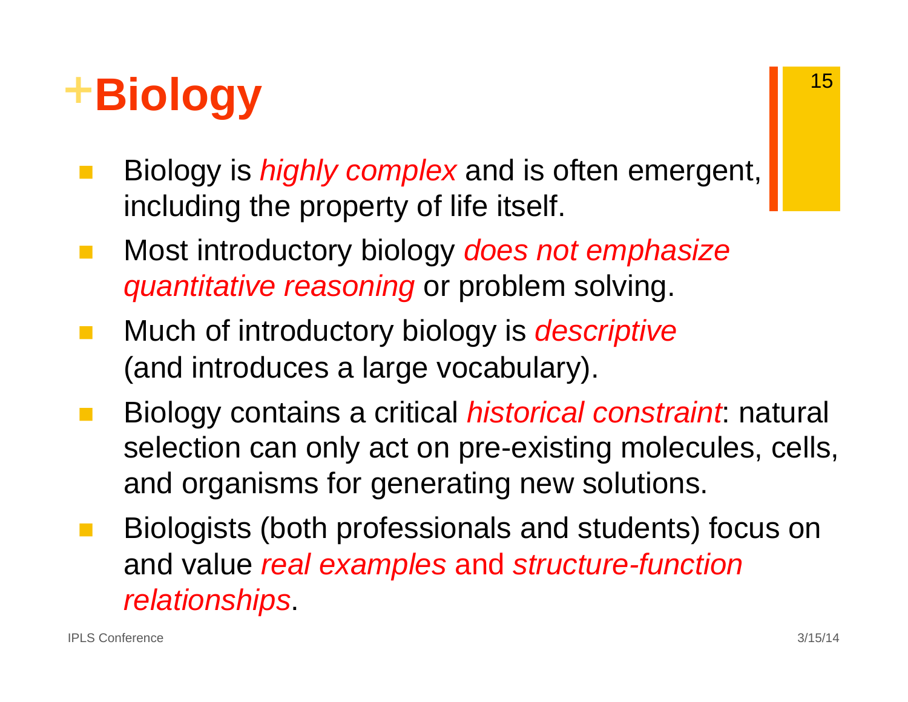# +Biology

- Biology is *highly complex* and is often emergent, including the property of life itself.
- Most introductory biology *does not emphasize quantitative reasoning* or problem solving.
- Much of introductory biology is *descriptive* (and introduces a large vocabulary).
- Biology contains a critical *historical constraint*: natural selection can only act on pre-existing molecules, cells, and organisms for generating new solutions.
- Biologists (both professionals and students) focus on and value *real examples* and *structure-function relationships*.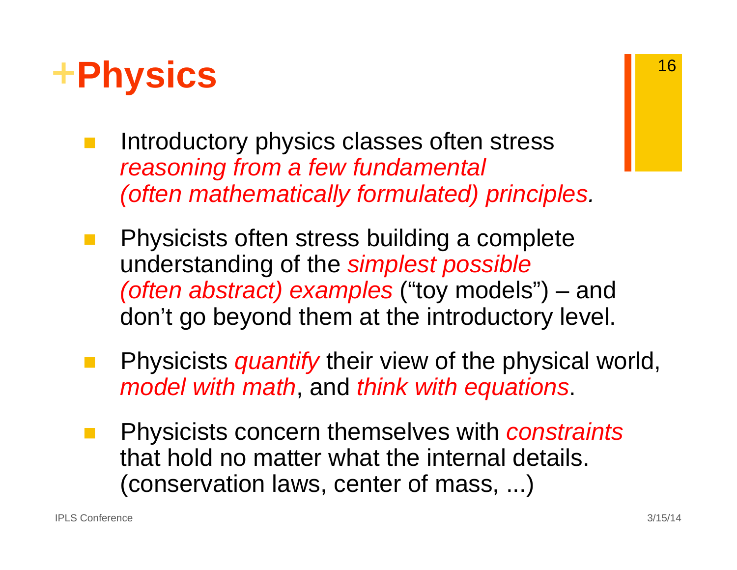# +Physics

- Introductory physics classes often stress *reasoning from a few fundamental (often mathematically formulated) principles.*
- Physicists often stress building a complete understanding of the *simplest possible (often abstract) examples* ("toy models") – and don't go beyond them at the introductory level.
- Physicists *quantify* their view of the physical world, *model with math*, and *think with equations*.
- Physicists concern themselves with *constraints* that hold no matter what the internal details. (conservation laws, center of mass, ...)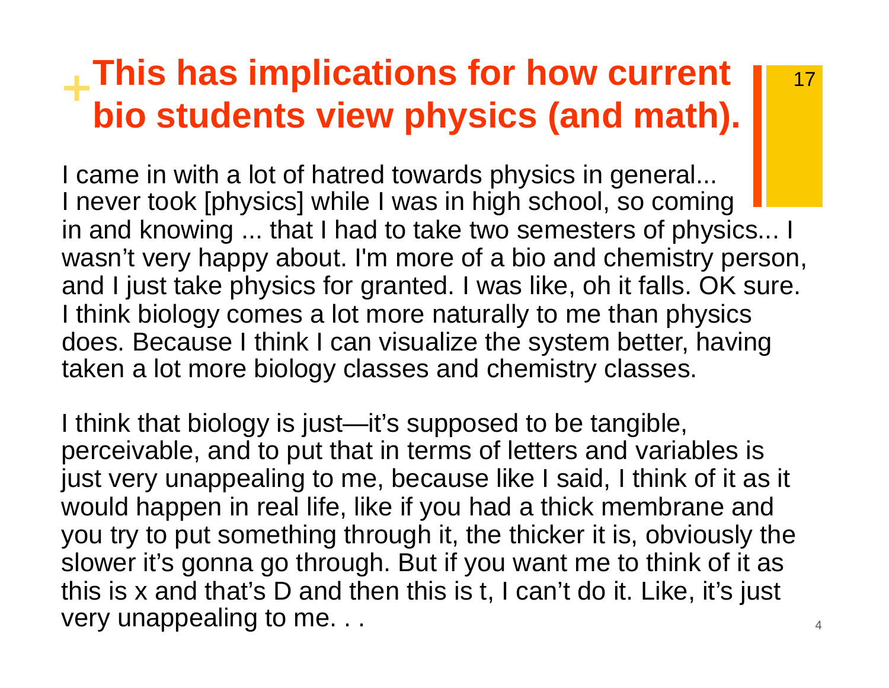# This has implications for how current bio students view physics (and math).

I came in with a lot of hatred towards physics in general... I never took [physics] while I was in high school, so coming in and knowing ... that I had to take two semesters of physics... I wasn't very happy about. I'm more of a bio and chemistry person, and I just take physics for granted. I was like, oh it falls. OK sure. I think biology comes a lot more naturally to me than physics does. Because I think I can visualize the system better, having taken a lot more biology classes and chemistry classes.

I think that biology is just—it's supposed to be tangible, perceivable, and to put that in terms of letters and variables is just very unappealing to me, because like I said, I think of it as it would happen in real life, like if you had a thick membrane and you try to put something through it, the thicker it is, obviously the slower it's gonna go through. But if you want me to think of it as this is x and that's D and then this is t, I can't do it. Like, it's just very unappealing to me. . .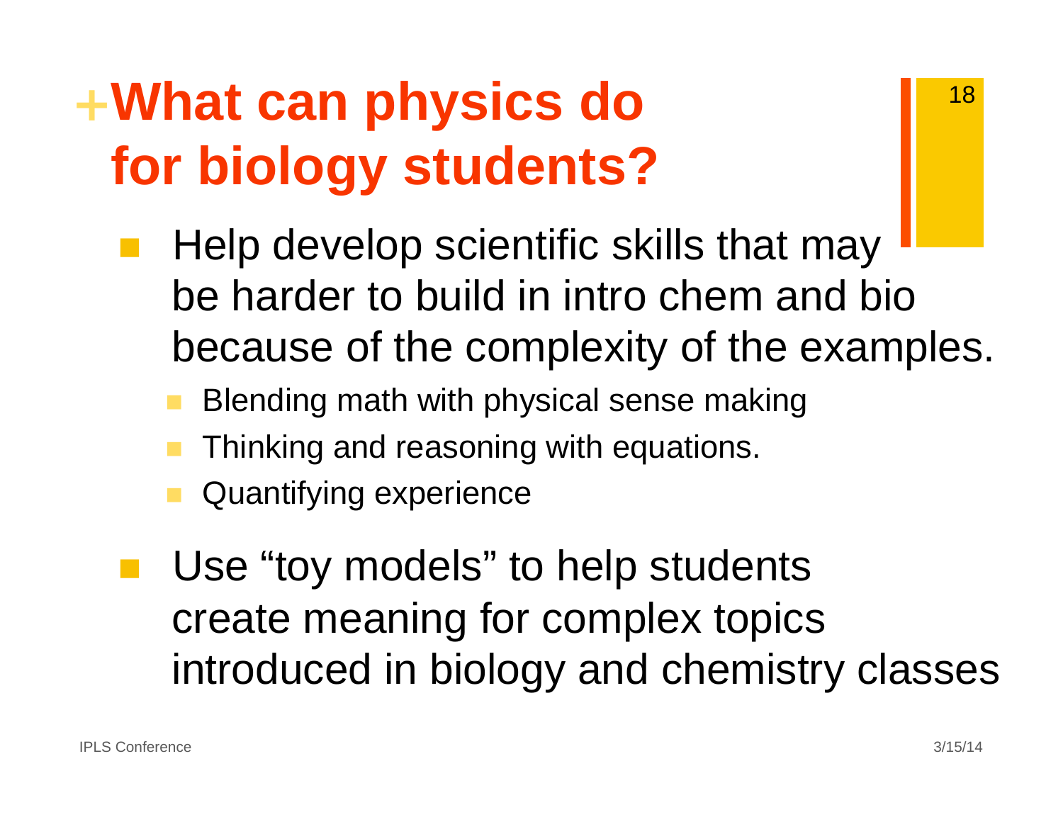# What can physics do for biology students?

- Help develop scientific skills that may be harder to build in intro chem and bio because of the complexity of the examples.
  - Blending math with physical sense making
  - Thinking and reasoning with equations.
  - Quantifying experience
- Use "toy models" to help students create meaning for complex topics introduced in biology and chemistry classes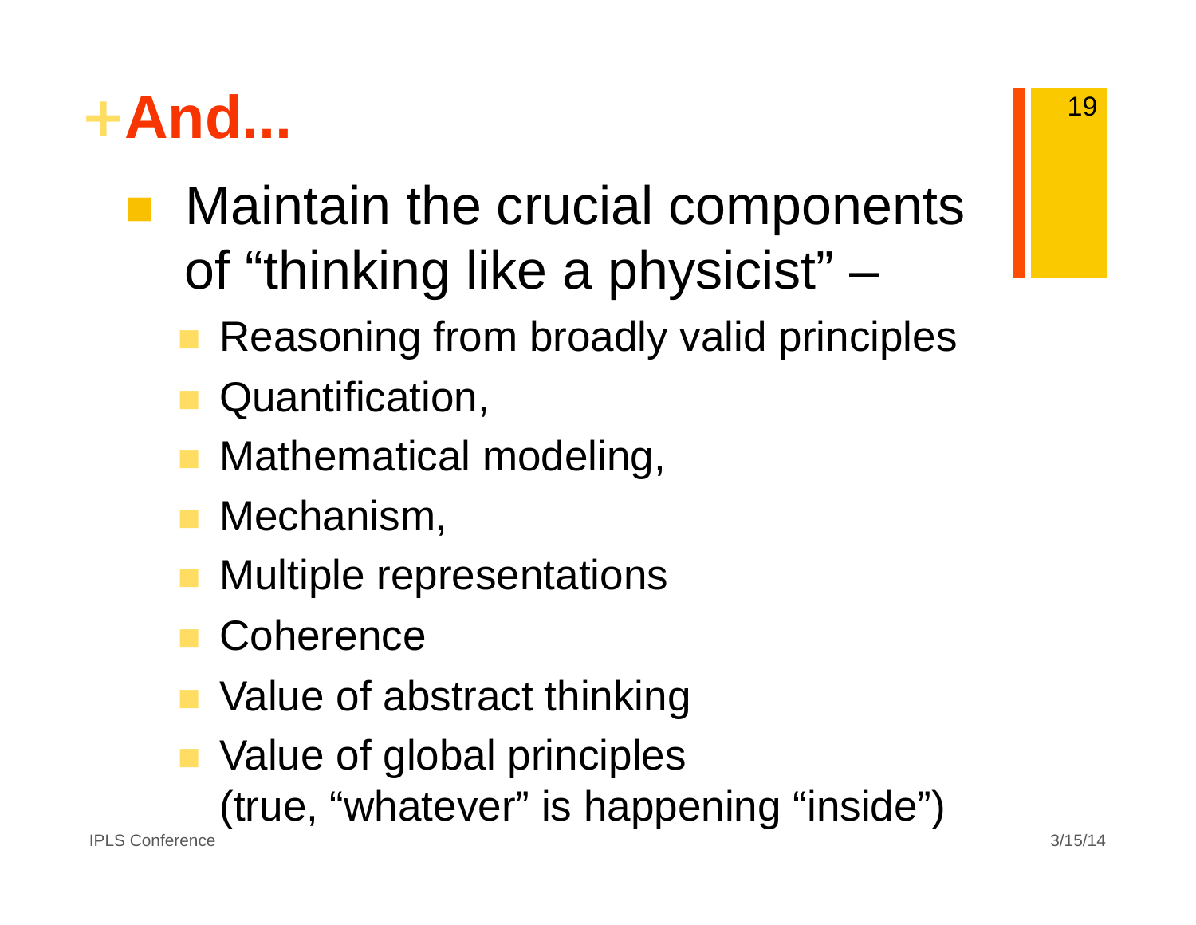# +And...

- Maintain the crucial components of "thinking like a physicist" –
  - Reasoning from broadly valid principles
  - Quantification,
  - Mathematical modeling,
  - Mechanism,
  - Multiple representations
  - Coherence
  - Value of abstract thinking
  - Value of global principles (true, "whatever" is happening "inside")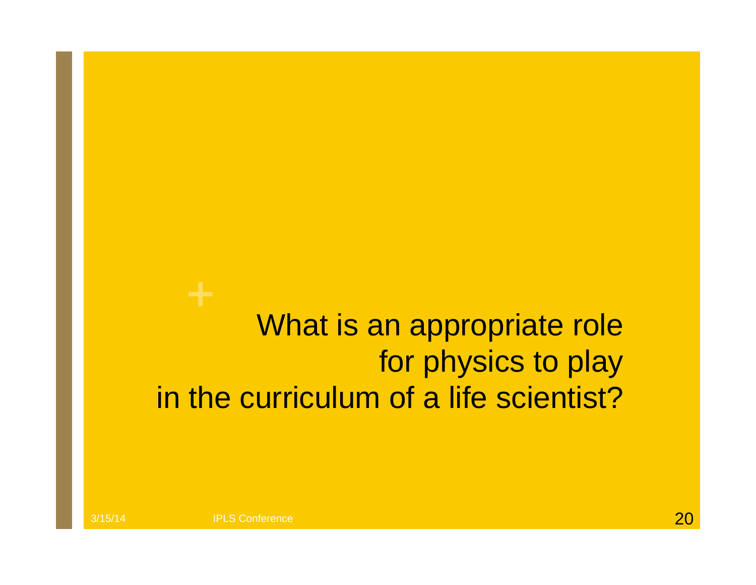What is an appropriate role for physics to play in the curriculum of a life scientist?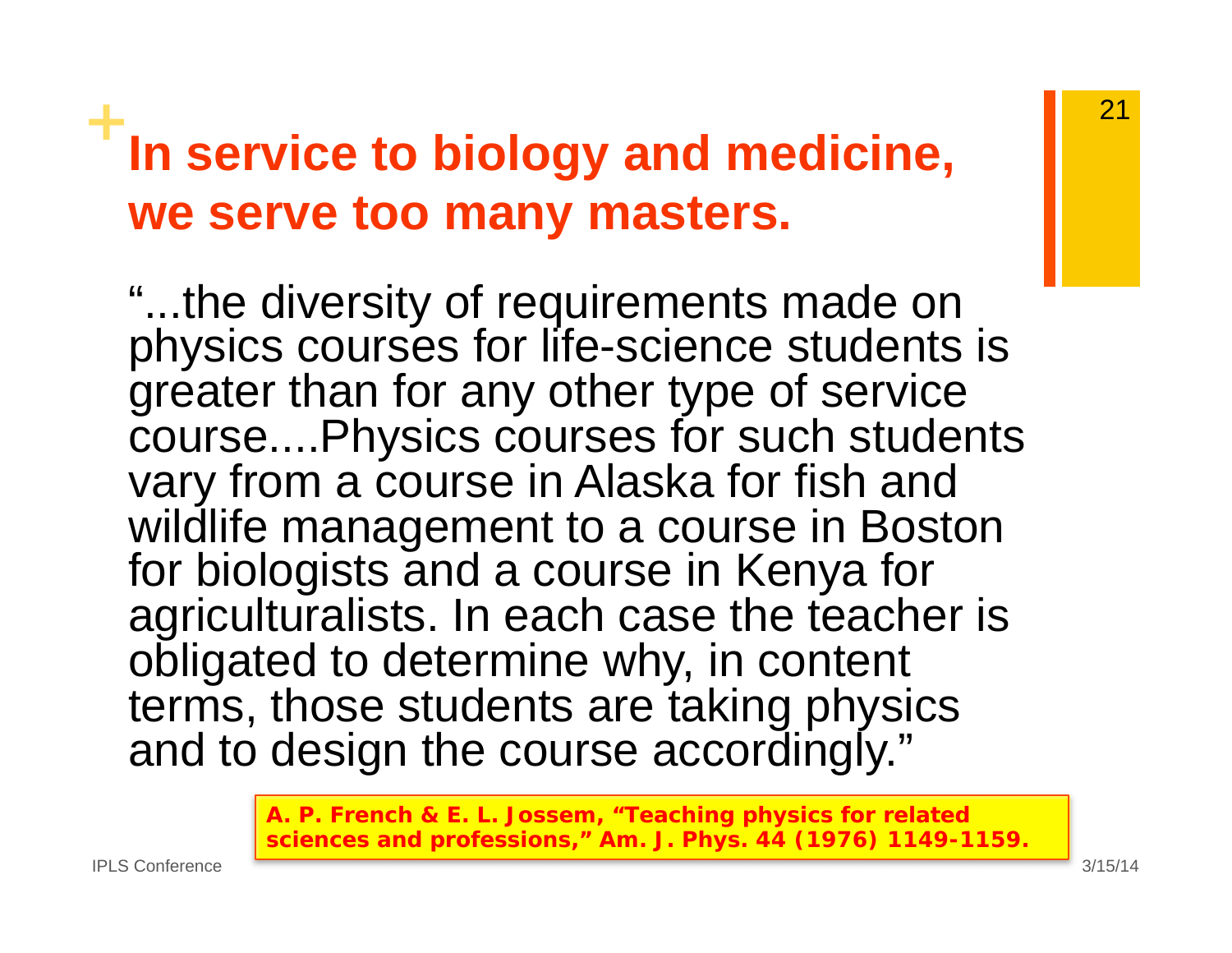# In service to biology and medicine, we serve too many masters.

"...the diversity of requirements made on physics courses for life-science students is greater than for any other type of service course....Physics courses for such students vary from a course in Alaska for fish and wildlife management to a course in Boston for biologists and a course in Kenya for agriculturalists. In each case the teacher is obligated to determine why, in content terms, those students are taking physics and to design the course accordingly."

**A. P. French & E. L. Jossem, "Teaching physics for related sciences and professions," Am. J. Phys. 44 (1976) 1149-1159.**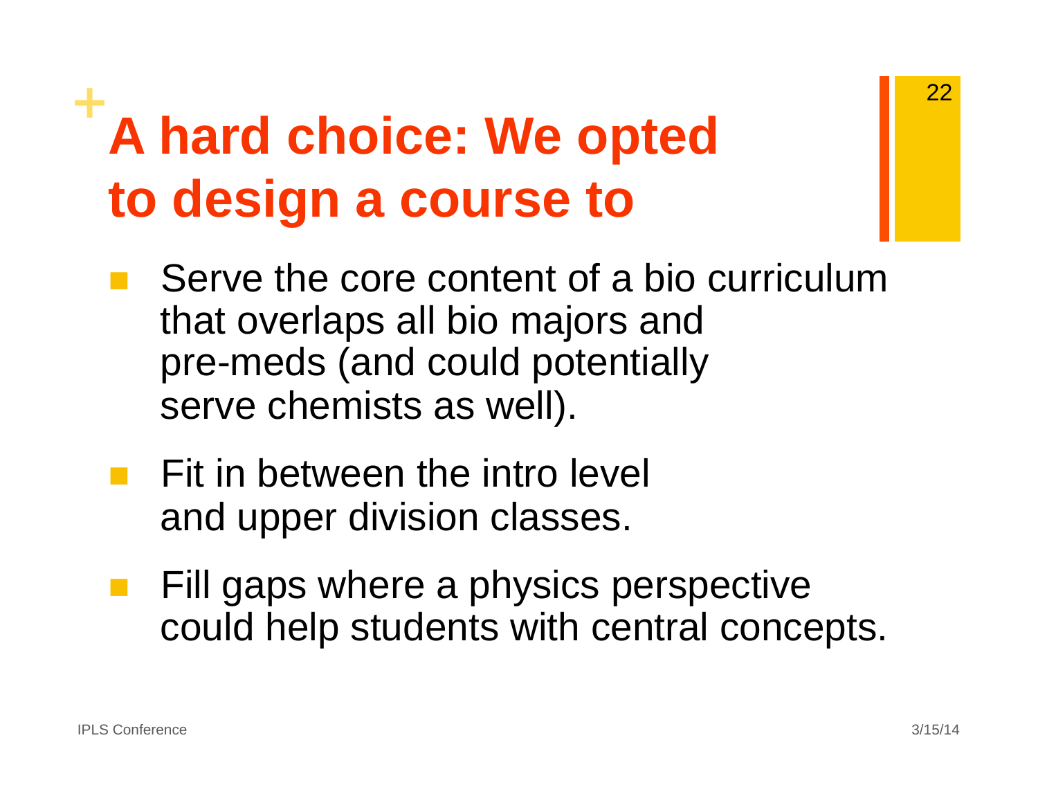# A hard choice: We opted to design a course to

- Serve the core content of a bio curriculum that overlaps all bio majors and pre-meds (and could potentially serve chemists as well).
- Fit in between the intro level and upper division classes.
- Fill gaps where a physics perspective could help students with central concepts.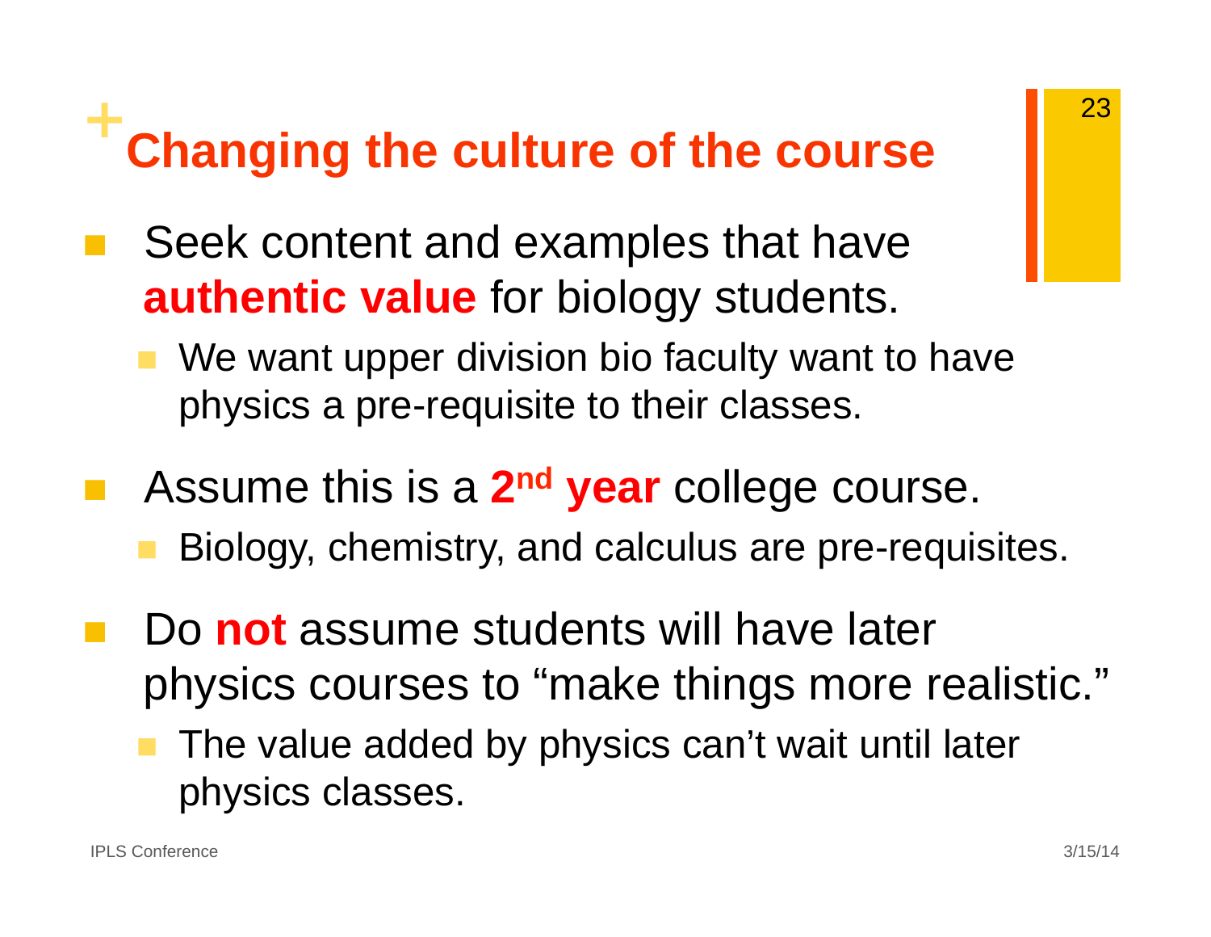# Changing the culture of the course

- Seek content and examples that have **authentic value** for biology students.
  - We want upper division bio faculty want to have physics a pre-requisite to their classes.
- Assume this is a **2nd year** college course.
  - Biology, chemistry, and calculus are pre-requisites.
- Do **not** assume students will have later physics courses to "make things more realistic."
  - The value added by physics can't wait until later physics classes.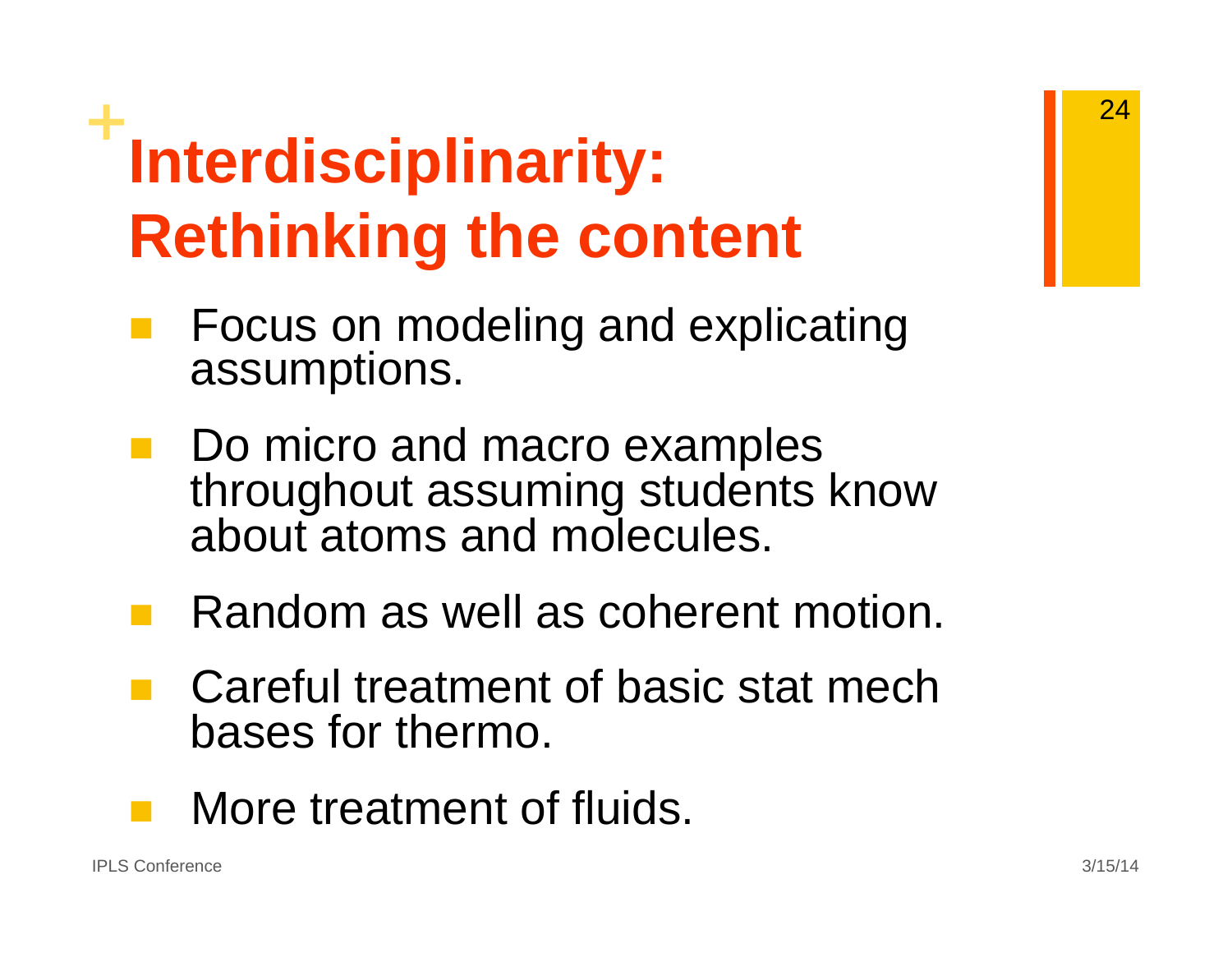# Interdisciplinarity: Rethinking the content

- Focus on modeling and explicating assumptions.
- Do micro and macro examples throughout assuming students know about atoms and molecules.
- Random as well as coherent motion.
- Careful treatment of basic stat mech bases for thermo.
- More treatment of fluids.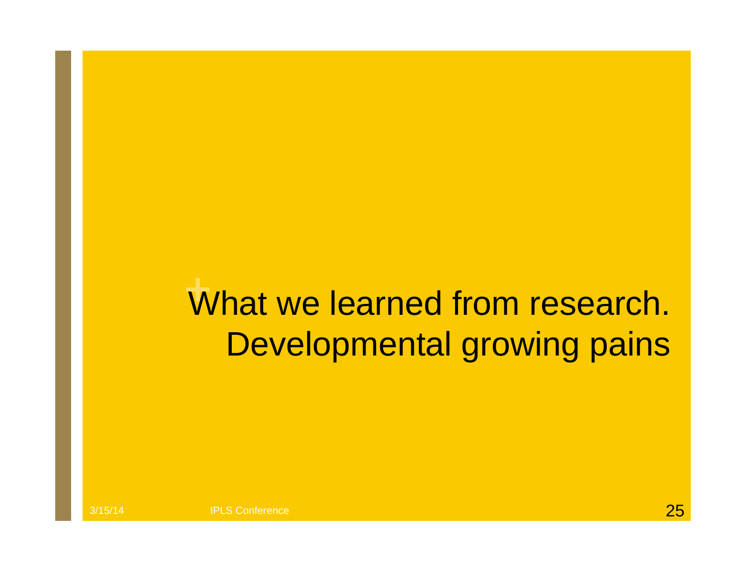# What we learned from research. Developmental growing pains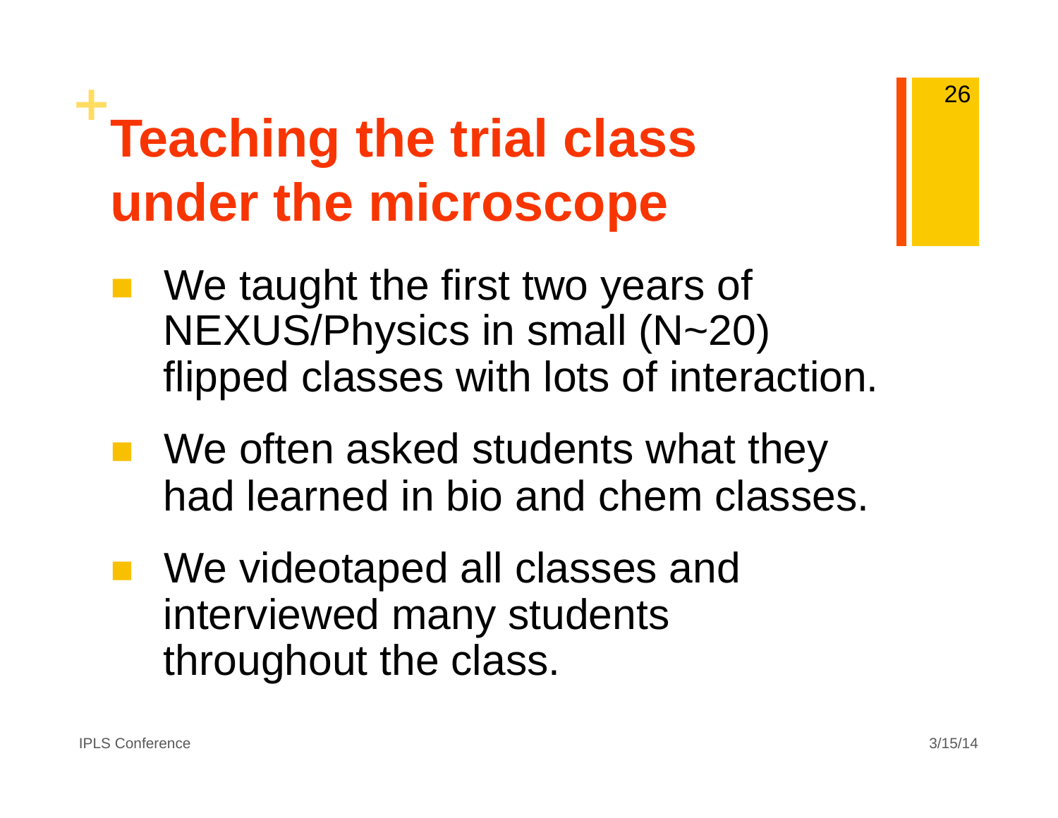# Teaching the trial class under the microscope

- We taught the first two years of NEXUS/Physics in small (N~20) flipped classes with lots of interaction.
- We often asked students what they had learned in bio and chem classes.
- We videotaped all classes and interviewed many students throughout the class.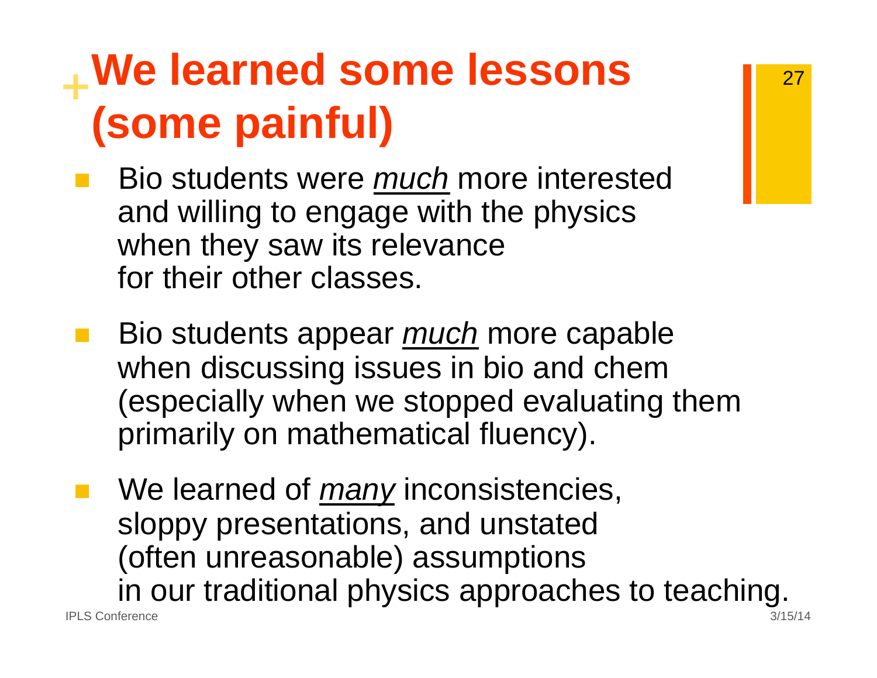# We learned some lessons (some painful)

- Bio students were *much* more interested and willing to engage with the physics when they saw its relevance for their other classes.

- Bio students appear *much* more capable when discussing issues in bio and chem (especially when we stopped evaluating them primarily on mathematical fluency).

- We learned of *many* inconsistencies, sloppy presentations, and unstated (often unreasonable) assumptions in our traditional physics approaches to teaching.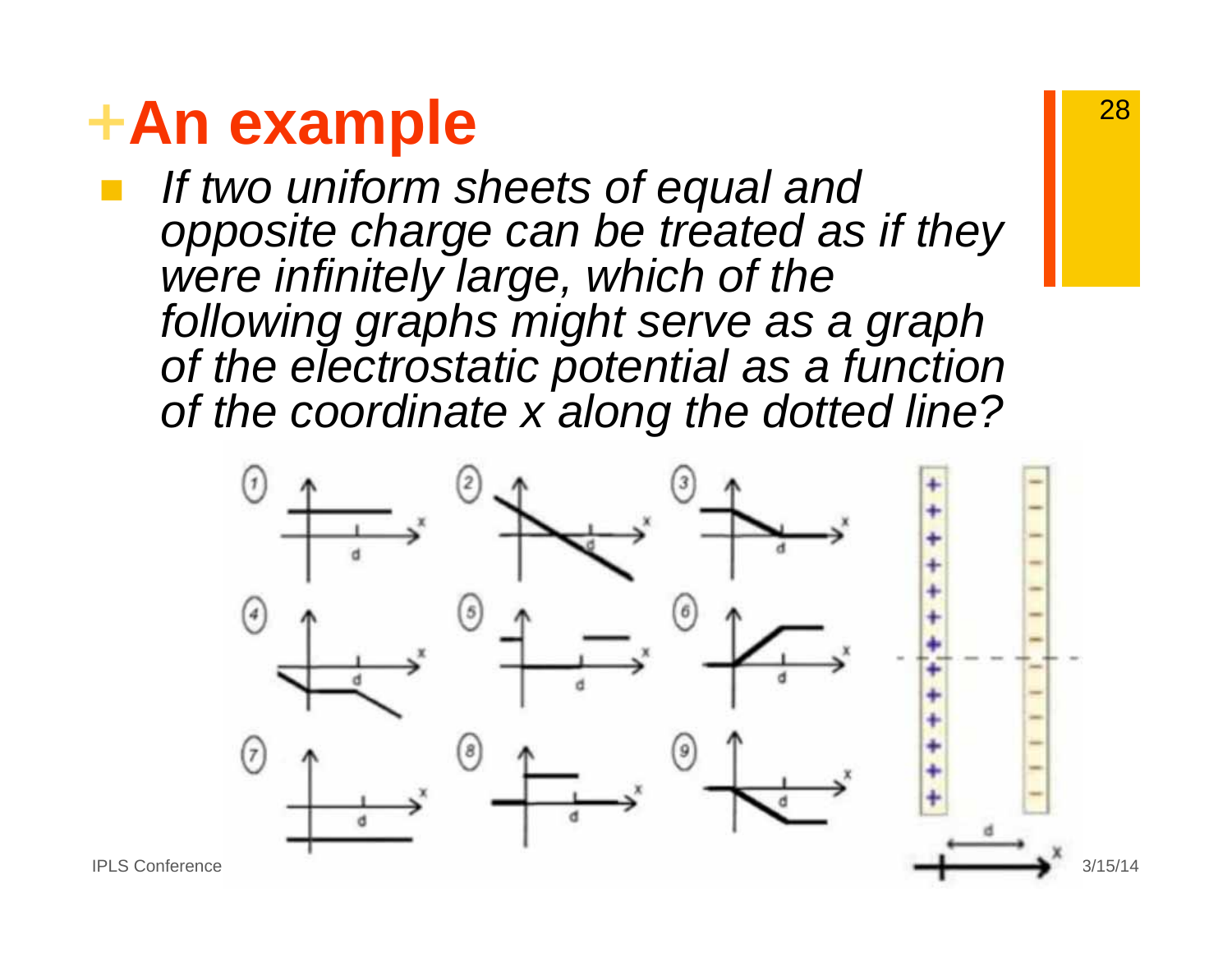# An example

- *If two uniform sheets of equal and opposite charge can be treated as if they were infinitely large, which of the following graphs might serve as a graph of the electrostatic potential as a function of the coordinate x along the dotted line?*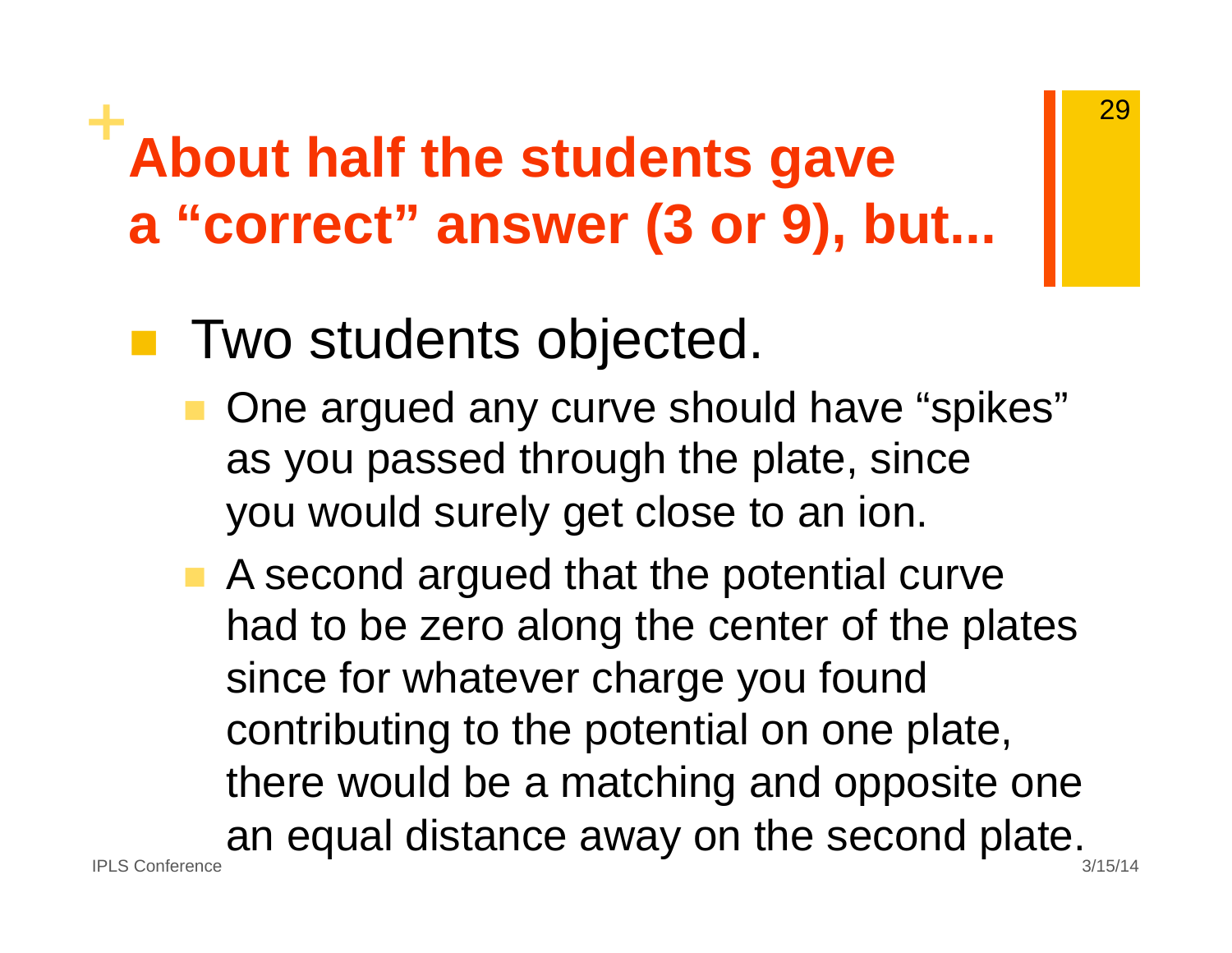# About half the students gave a "correct" answer (3 or 9), but...

- Two students objected.
  - One argued any curve should have "spikes" as you passed through the plate, since you would surely get close to an ion.
  - A second argued that the potential curve had to be zero along the center of the plates since for whatever charge you found contributing to the potential on one plate, there would be a matching and opposite one an equal distance away on the second plate.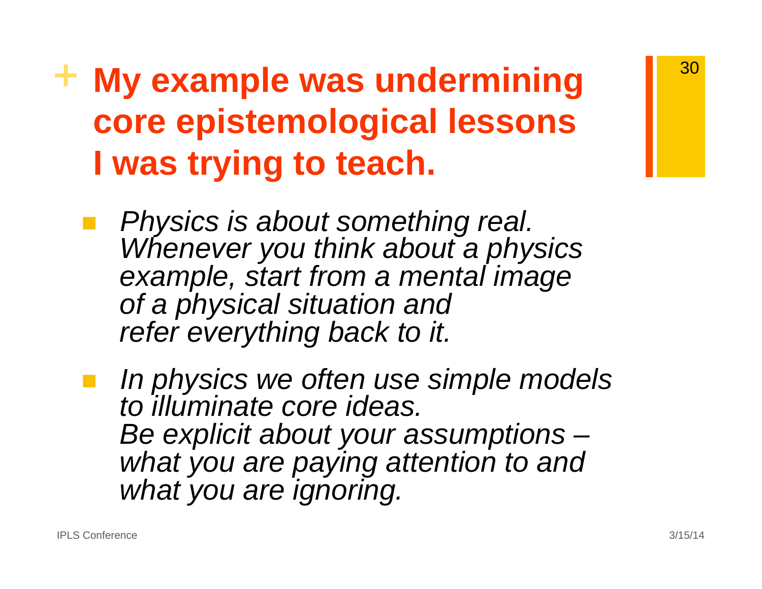# My example was undermining core epistemological lessons I was trying to teach.

- *Physics is about something real. Whenever you think about a physics example, start from a mental image of a physical situation and refer everything back to it.*
- *In physics we often use simple models to illuminate core ideas. Be explicit about your assumptions – what you are paying attention to and what you are ignoring.*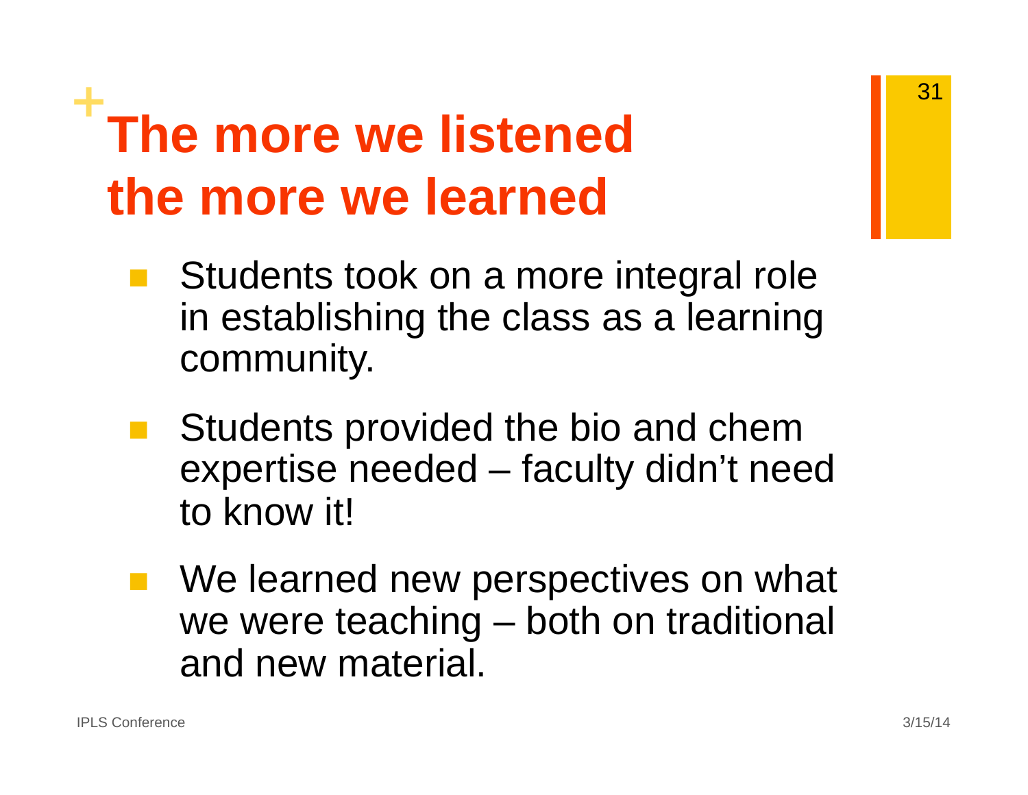# The more we listened the more we learned

- Students took on a more integral role in establishing the class as a learning community.
- Students provided the bio and chem expertise needed – faculty didn't need to know it!
- We learned new perspectives on what we were teaching – both on traditional and new material.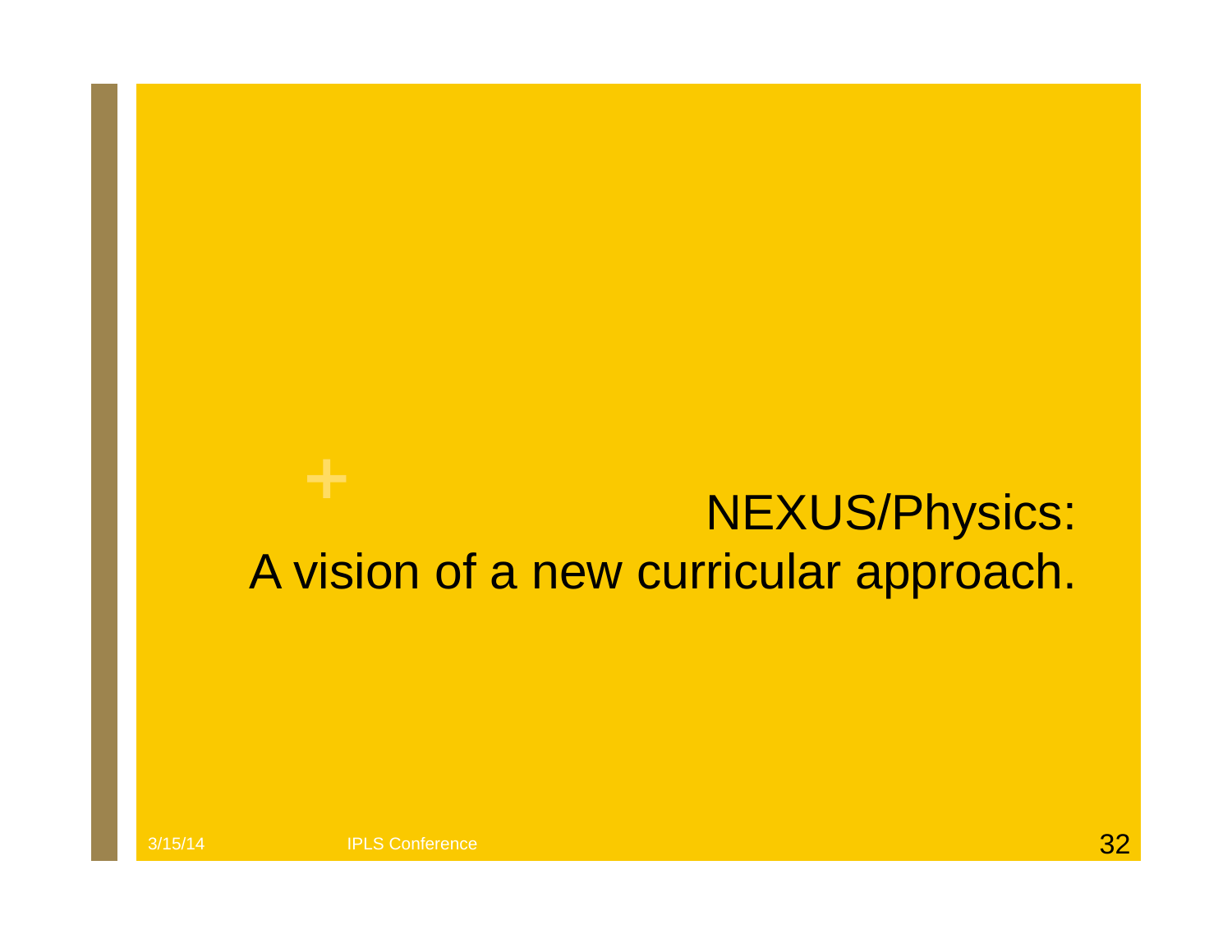# NEXUS/Physics:
# A vision of a new curricular approach.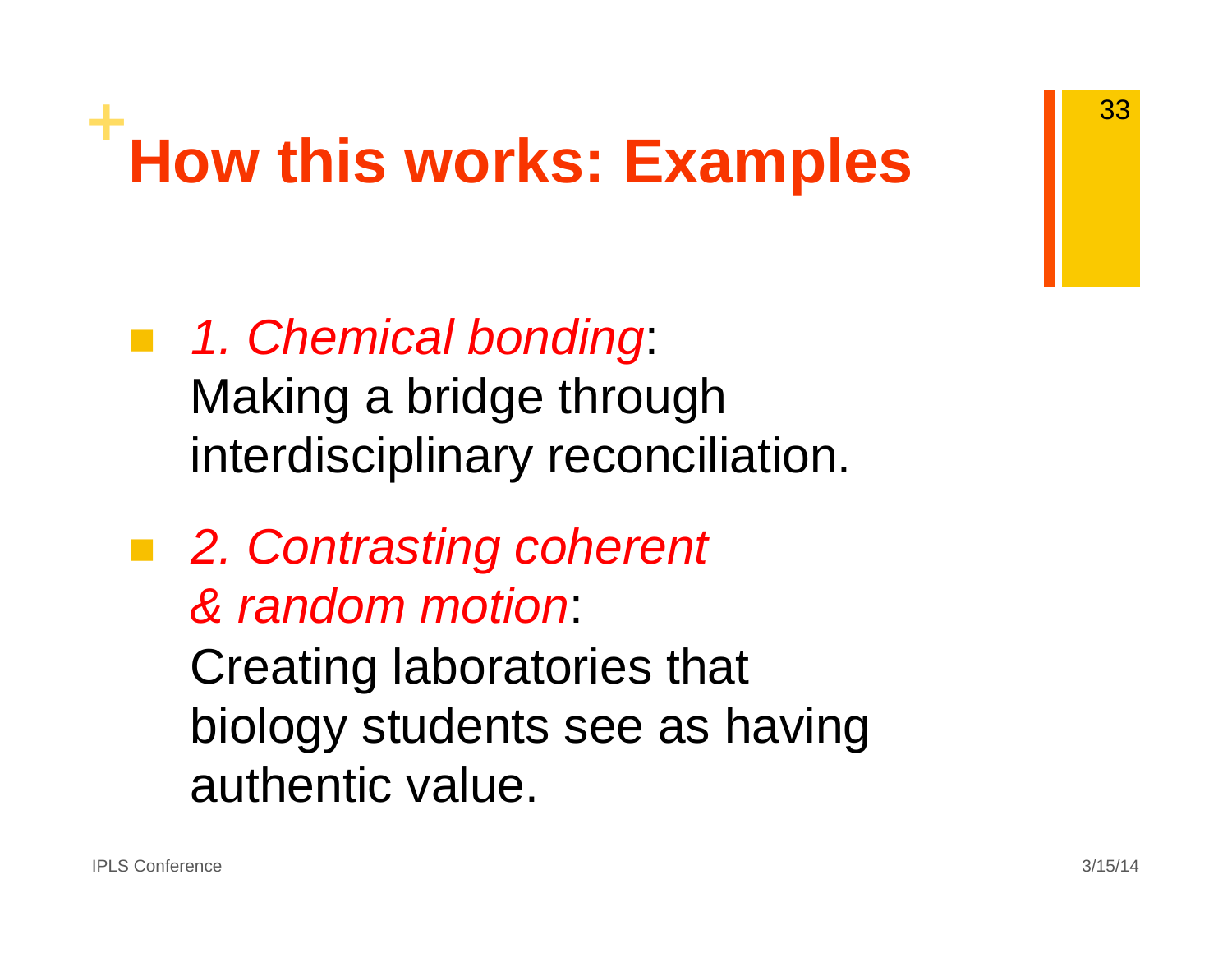# How this works: Examples

- *1. Chemical bonding*: Making a bridge through interdisciplinary reconciliation.
- *2. Contrasting coherent & random motion*: Creating laboratories that biology students see as having authentic value.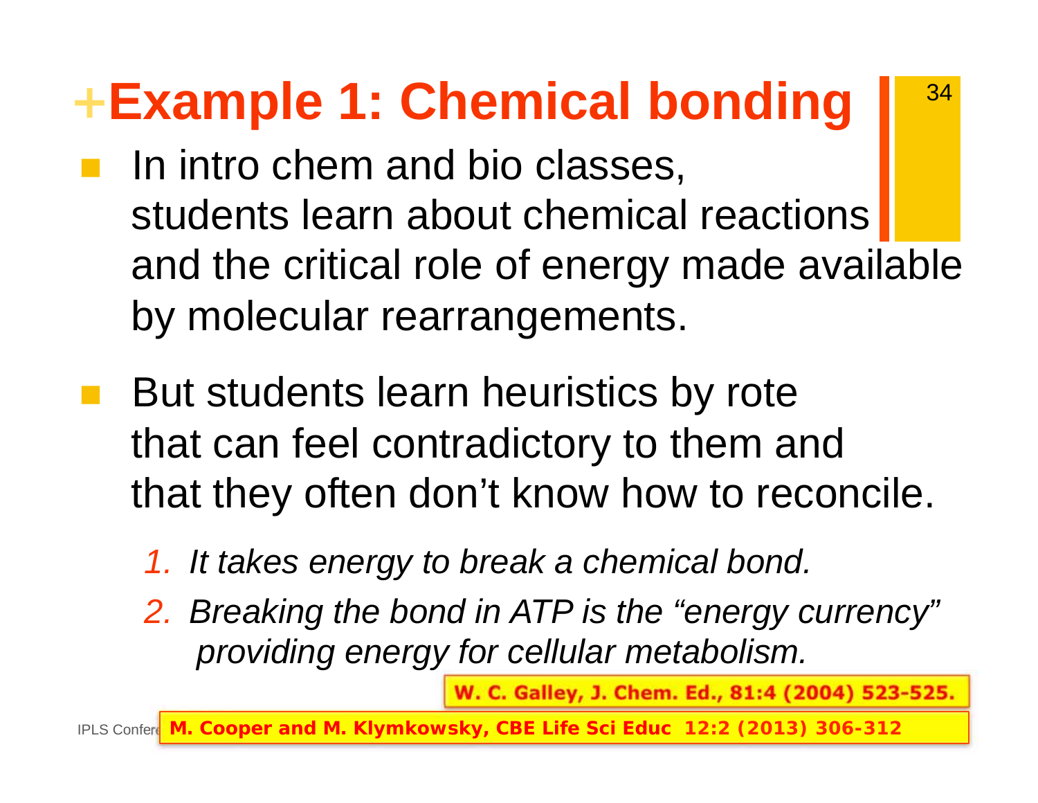# Example 1: Chemical bonding

- In intro chem and bio classes, students learn about chemical reactions and the critical role of energy made available by molecular rearrangements.
- But students learn heuristics by rote that can feel contradictory to them and that they often don't know how to reconcile.

  1. *It takes energy to break a chemical bond.*
  2. *Breaking the bond in ATP is the "energy currency" providing energy for cellular metabolism.*

**W. C. Galley, J. Chem. Ed., 81:4 (2004) 523-525.**

**M. Cooper and M. Klymkowsky, CBE Life Sci Educ 12:2 (2013) 306-312**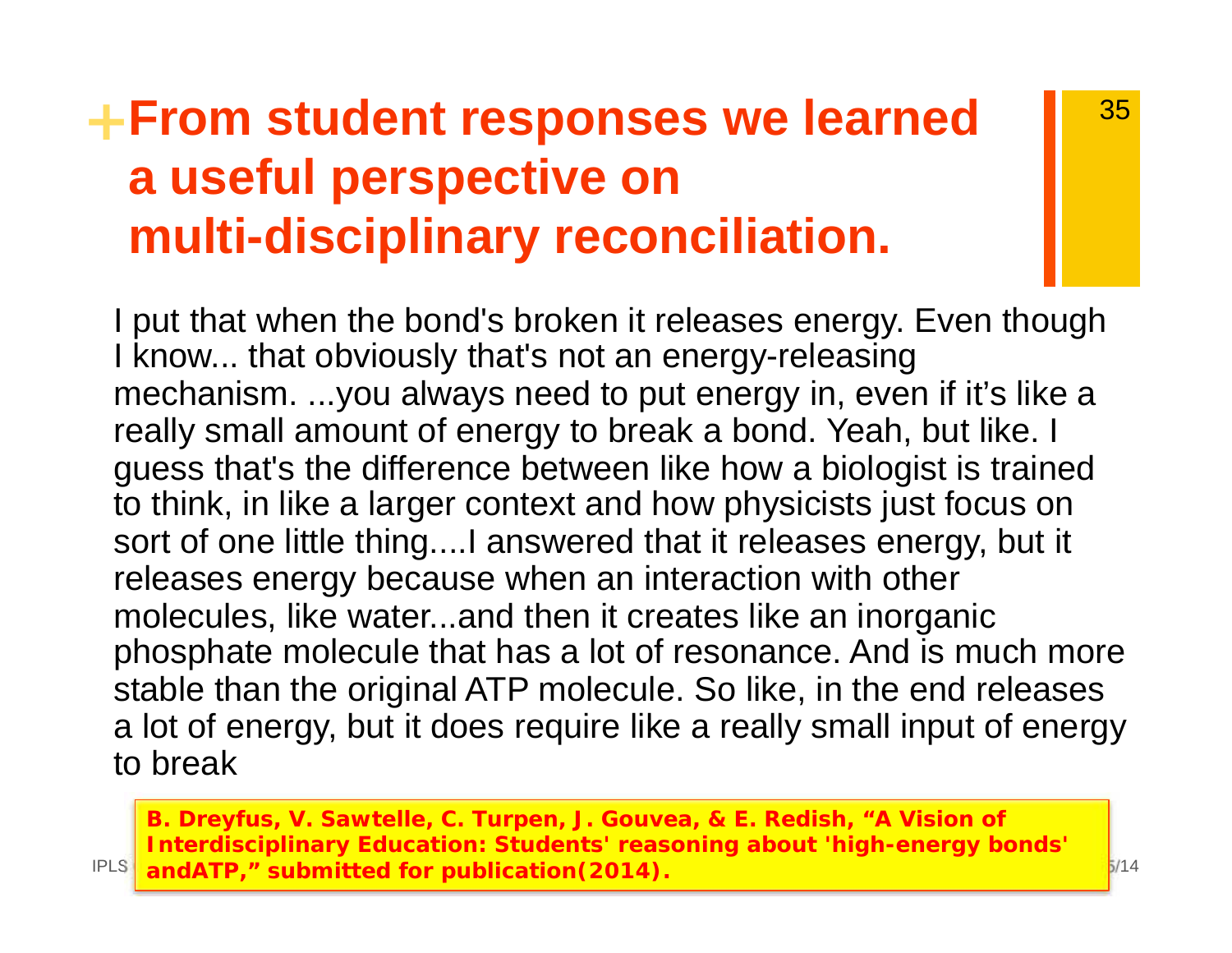# From student responses we learned a useful perspective on multi-disciplinary reconciliation.

I put that when the bond's broken it releases energy. Even though I know... that obviously that's not an energy-releasing mechanism. ...you always need to put energy in, even if it's like a really small amount of energy to break a bond. Yeah, but like. I guess that's the difference between like how a biologist is trained to think, in like a larger context and how physicists just focus on sort of one little thing....I answered that it releases energy, but it releases energy because when an interaction with other molecules, like water...and then it creates like an inorganic phosphate molecule that has a lot of resonance. And is much more stable than the original ATP molecule. So like, in the end releases a lot of energy, but it does require like a really small input of energy to break

**B. Dreyfus, V. Sawtelle, C. Turpen, J. Gouvea, & E. Redish, "A Vision of Interdisciplinary Education: Students' reasoning about 'high-energy bonds' andATP," submitted for publication(2014).**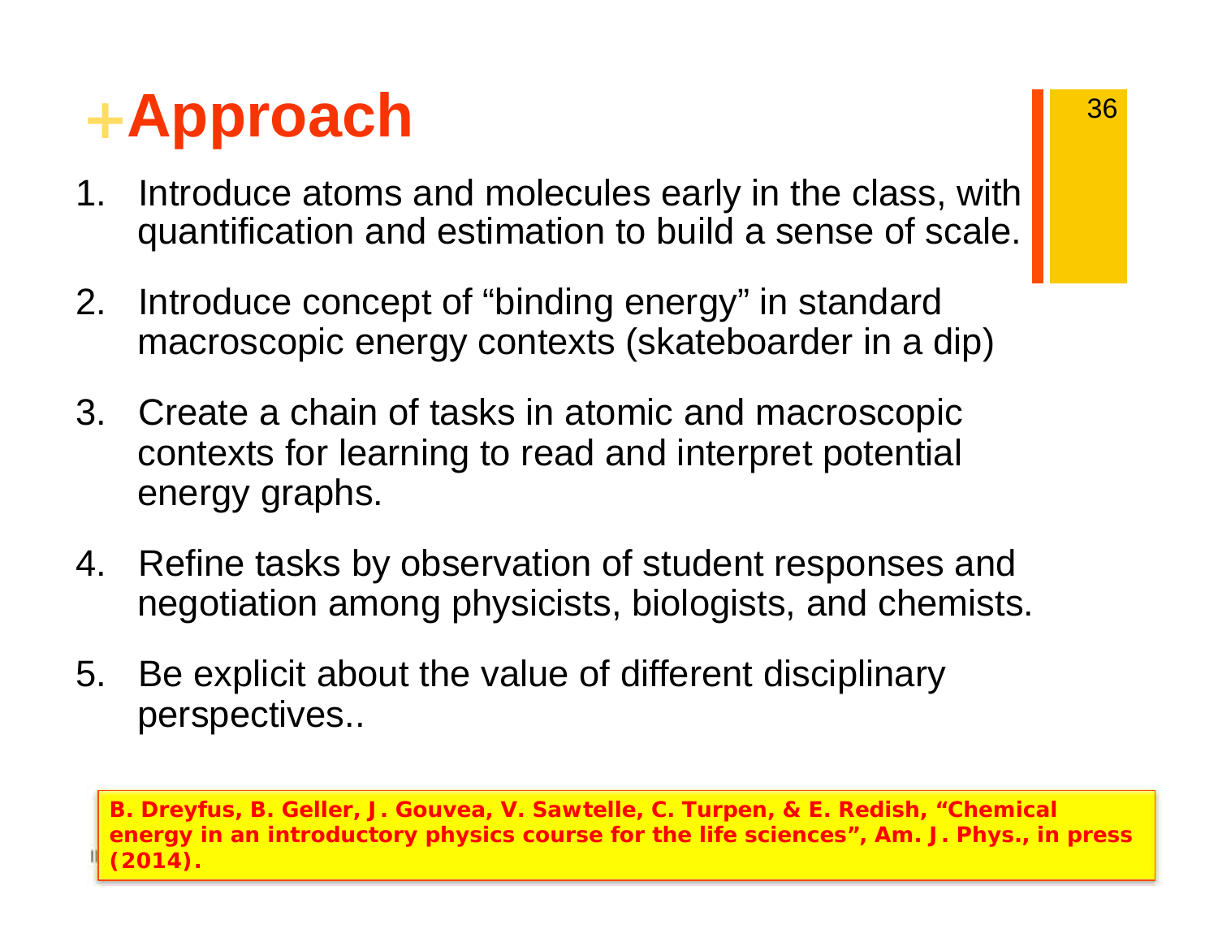# +Approach

1. Introduce atoms and molecules early in the class, with quantification and estimation to build a sense of scale.

2. Introduce concept of “binding energy” in standard macroscopic energy contexts (skateboarder in a dip)

3. Create a chain of tasks in atomic and macroscopic contexts for learning to read and interpret potential energy graphs.

4. Refine tasks by observation of student responses and negotiation among physicists, biologists, and chemists.

5. Be explicit about the value of different disciplinary perspectives..

**B. Dreyfus, B. Geller, J. Gouvea, V. Sawtelle, C. Turpen, & E. Redish, “Chemical energy in an introductory physics course for the life sciences”, Am. J. Phys., in press (2014).**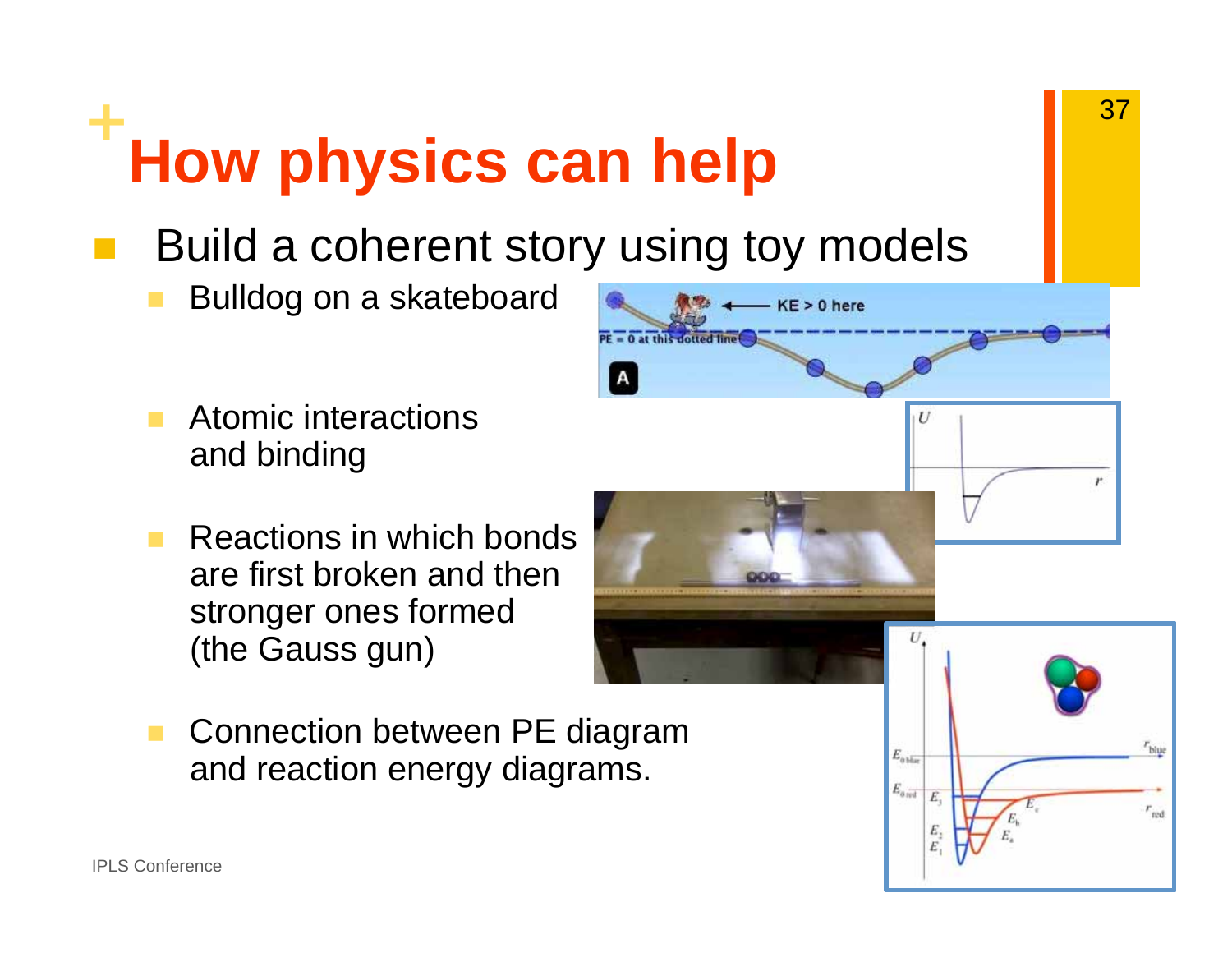# How physics can help

- Build a coherent story using toy models
  - Bulldog on a skateboard
  - Atomic interactions and binding
  - Reactions in which bonds are first broken and then stronger ones formed (the Gauss gun)
  - Connection between PE diagram and reaction energy diagrams.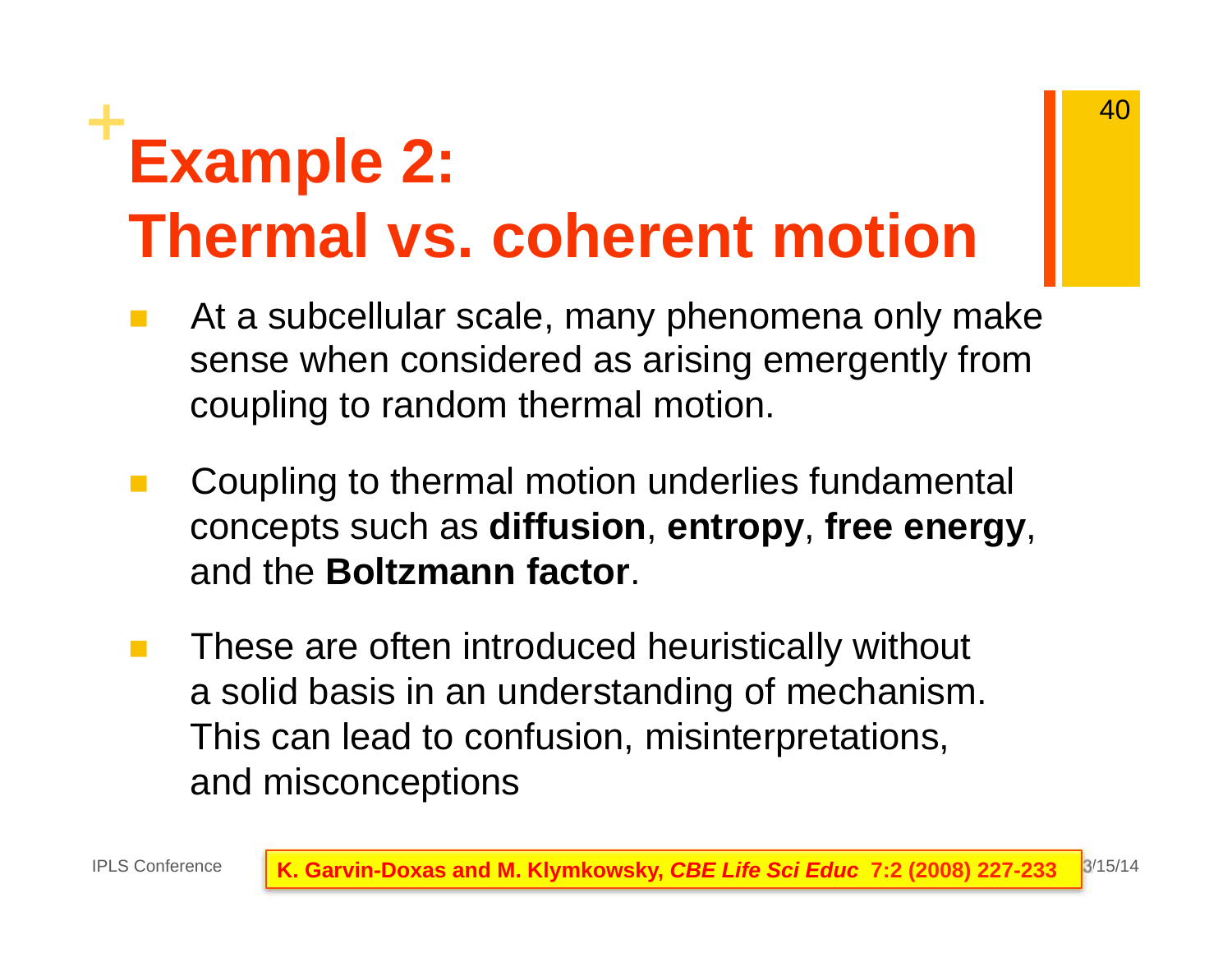# Example 2: Thermal vs. coherent motion

- At a subcellular scale, many phenomena only make sense when considered as arising emergently from coupling to random thermal motion.
- Coupling to thermal motion underlies fundamental concepts such as **diffusion**, **entropy**, **free energy**, and the **Boltzmann factor**.
- These are often introduced heuristically without a solid basis in an understanding of mechanism. This can lead to confusion, misinterpretations, and misconceptions

**K. Garvin-Doxas and M. Klymkowsky, *CBE Life Sci Educ* 7:2 (2008) 227-233**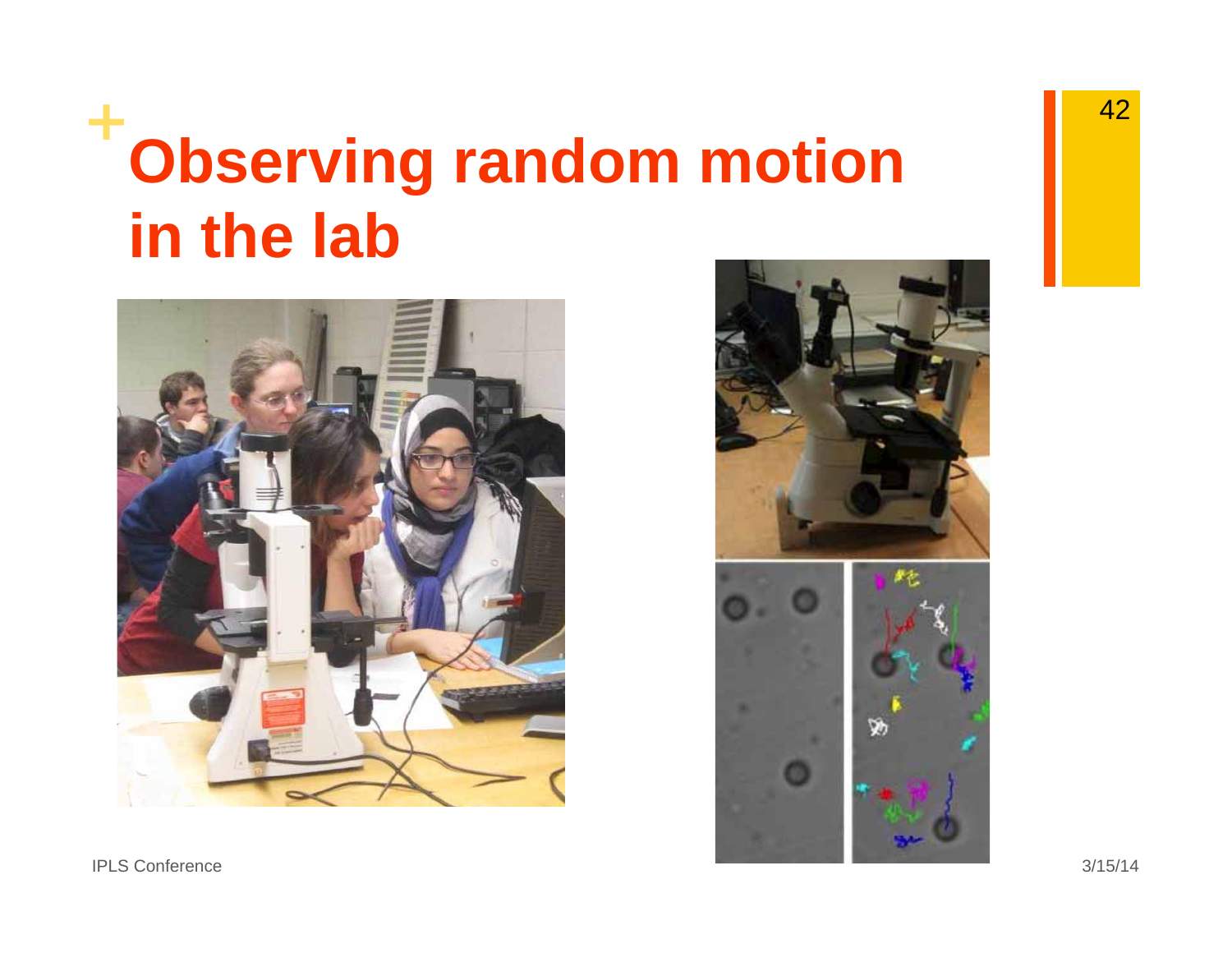# Observing random motion in the lab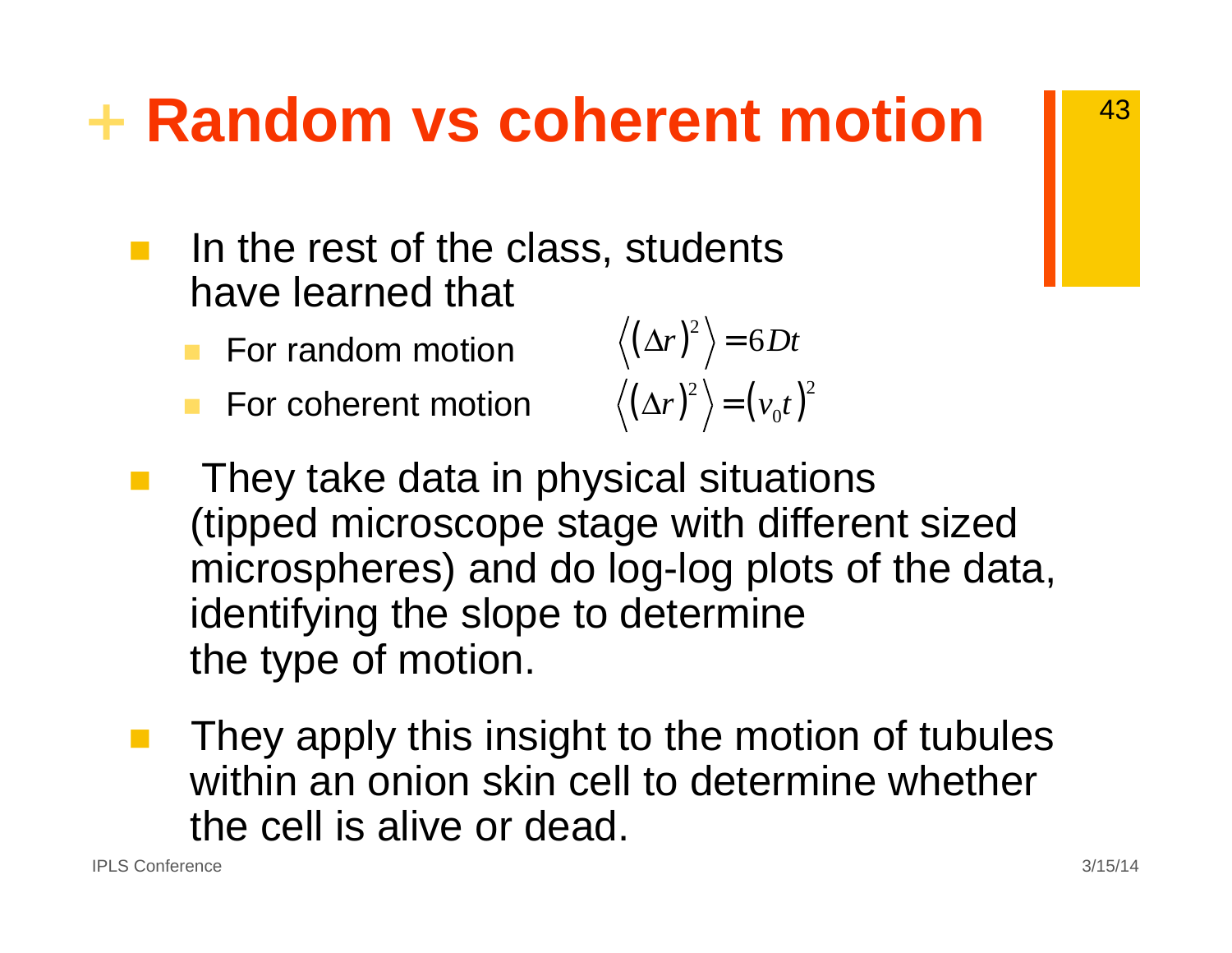# Random vs coherent motion

- In the rest of the class, students have learned that
  - For random motion $\left\langle (\Delta r)^2 \right\rangle = 6Dt$
  - For coherent motion $\left\langle (\Delta r)^2 \right\rangle = (v_0 t)^2$
- They take data in physical situations (tipped microscope stage with different sized microspheres) and do log-log plots of the data, identifying the slope to determine the type of motion.
- They apply this insight to the motion of tubules within an onion skin cell to determine whether the cell is alive or dead.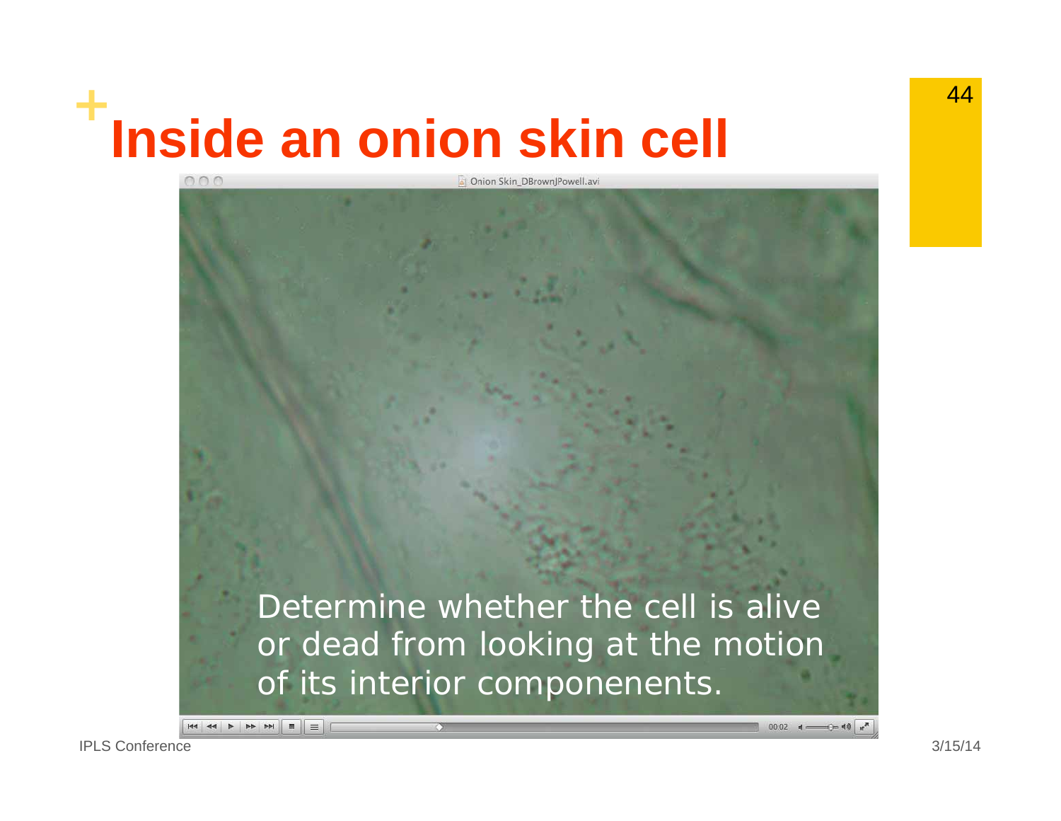# Inside an onion skin cell

Onion Skin_DBrownJPowell.avi

Determine whether the cell is alive or dead from looking at the motion of its interior componenents.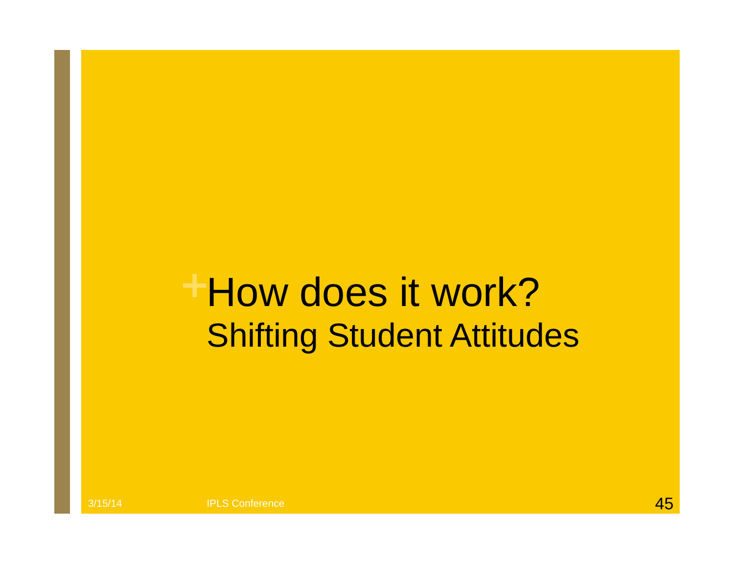# How does it work?

## Shifting Student Attitudes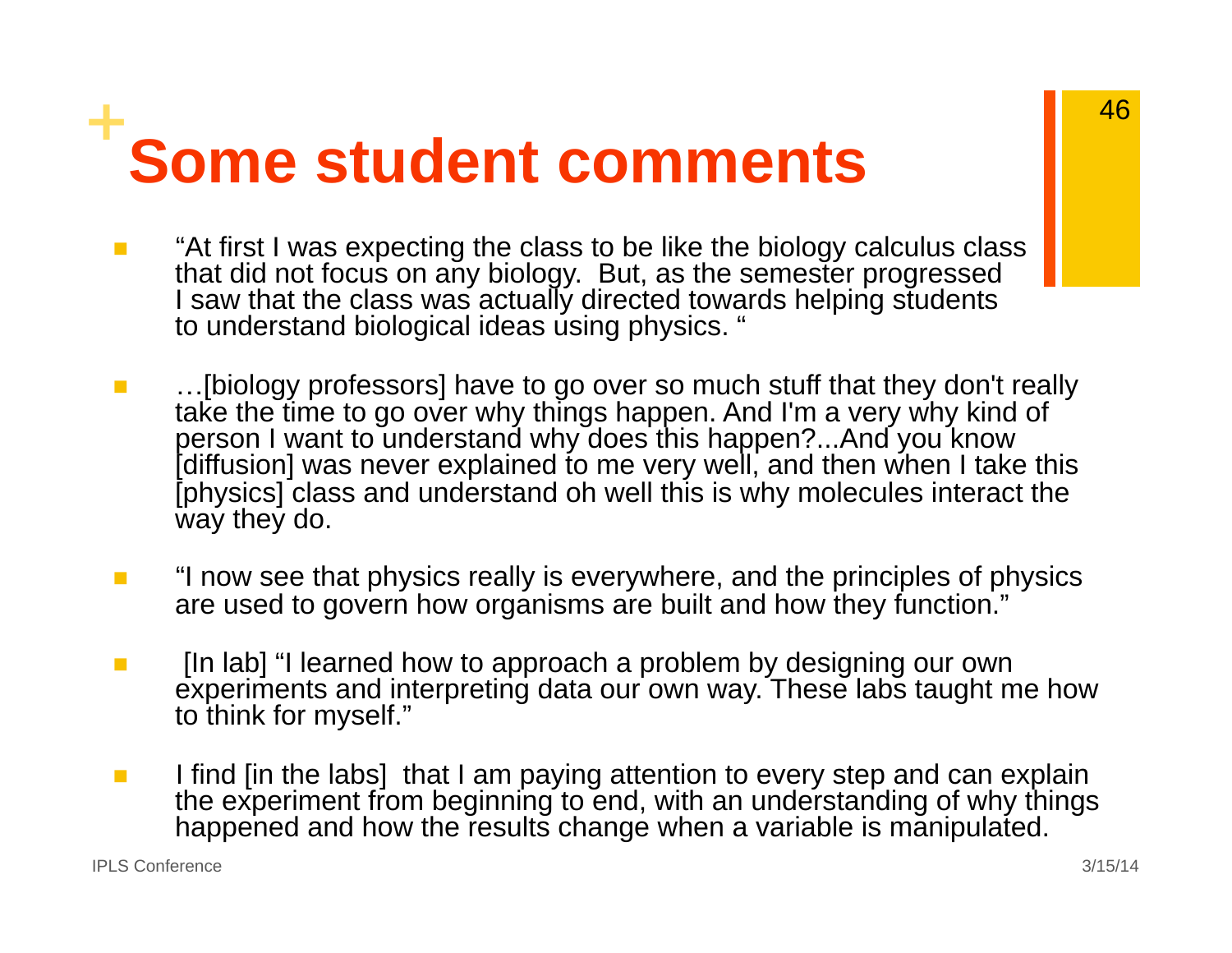# Some student comments

- "At first I was expecting the class to be like the biology calculus class that did not focus on any biology. But, as the semester progressed I saw that the class was actually directed towards helping students to understand biological ideas using physics. "
- …[biology professors] have to go over so much stuff that they don't really take the time to go over why things happen. And I'm a very why kind of person I want to understand why does this happen?...And you know [diffusion] was never explained to me very well, and then when I take this [physics] class and understand oh well this is why molecules interact the way they do.
- "I now see that physics really is everywhere, and the principles of physics are used to govern how organisms are built and how they function."
- [In lab] "I learned how to approach a problem by designing our own experiments and interpreting data our own way. These labs taught me how to think for myself."
- I find [in the labs] that I am paying attention to every step and can explain the experiment from beginning to end, with an understanding of why things happened and how the results change when a variable is manipulated.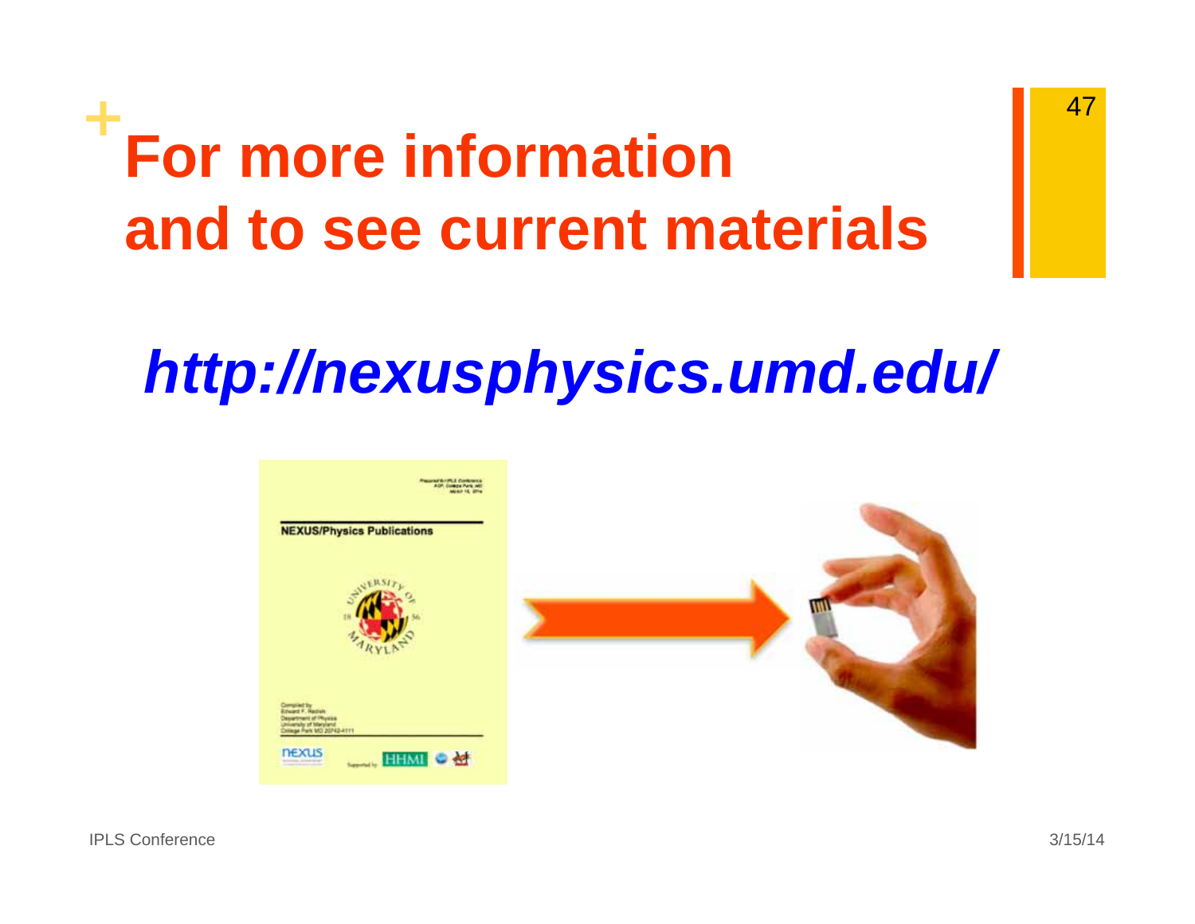# For more information and to see current materials

***http://nexusphysics.umd.edu/***